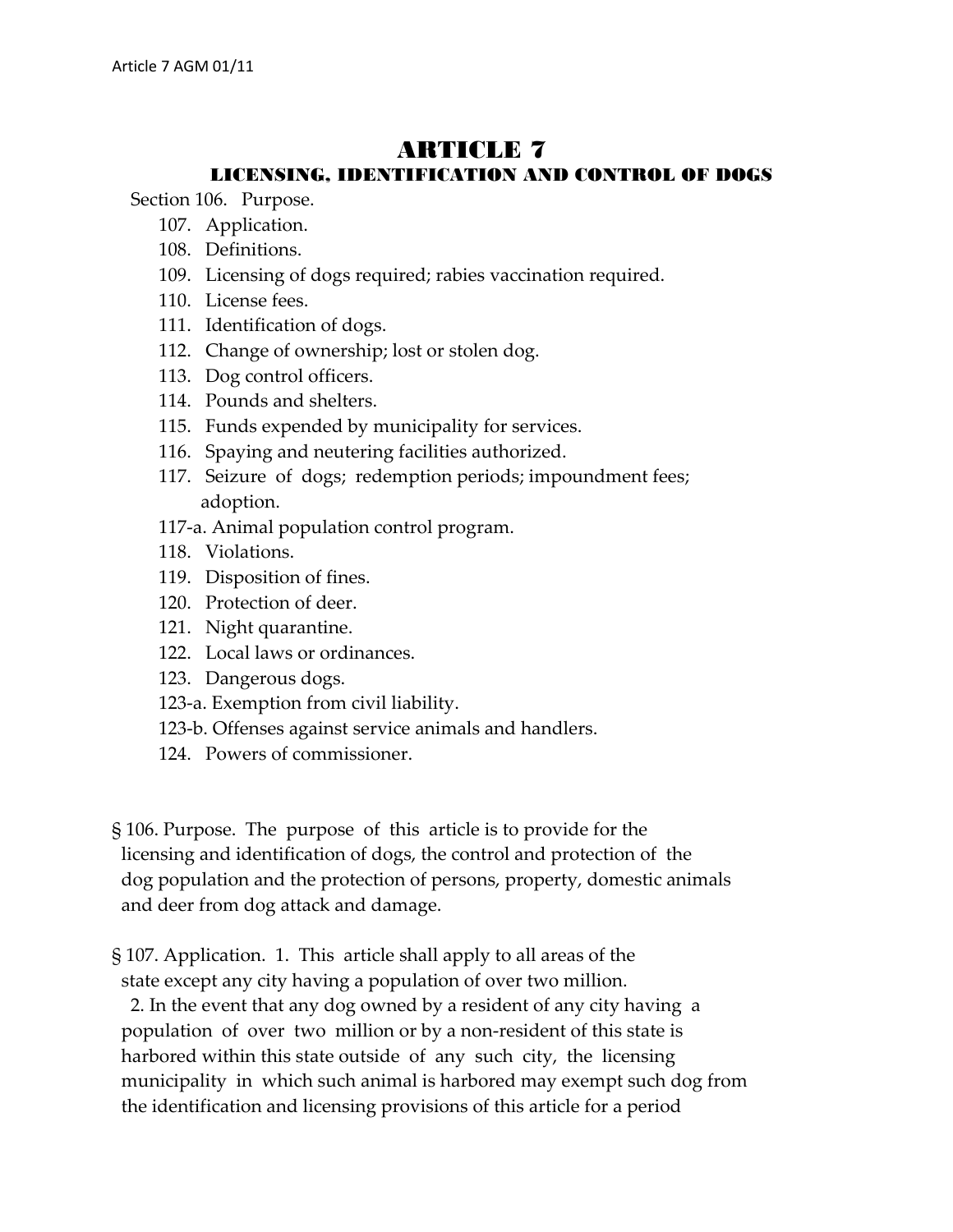# ARTICLE 7

## LICENSING, IDENTIFICATION AND CONTROL OF DOGS

Section 106. Purpose.
- 107. Application.
- 108. Definitions.
- 109. Licensing of dogs required; rabies vaccination required.
- 110. License fees.
- 111. Identification of dogs.
- 112. Change of ownership; lost or stolen dog.
- 113. Dog control officers.
- 114. Pounds and shelters.
- 115. Funds expended by municipality for services.
- 116. Spaying and neutering facilities authorized.
- 117. Seizure of dogs; redemption periods; impoundment fees; adoption.
- 117-a. Animal population control program.
- 118. Violations.
- 119. Disposition of fines.
- 120. Protection of deer.
- 121. Night quarantine.
- 122. Local laws or ordinances.
- 123. Dangerous dogs.
- 123-a. Exemption from civil liability.
- 123-b. Offenses against service animals and handlers.
- 124. Powers of commissioner.

§ 106. Purpose. The purpose of this article is to provide for the licensing and identification of dogs, the control and protection of the dog population and the protection of persons, property, domestic animals and deer from dog attack and damage.

§ 107. Application. 1. This article shall apply to all areas of the state except any city having a population of over two million.

2. In the event that any dog owned by a resident of any city having a population of over two million or by a non-resident of this state is harbored within this state outside of any such city, the licensing municipality in which such animal is harbored may exempt such dog from the identification and licensing provisions of this article for a period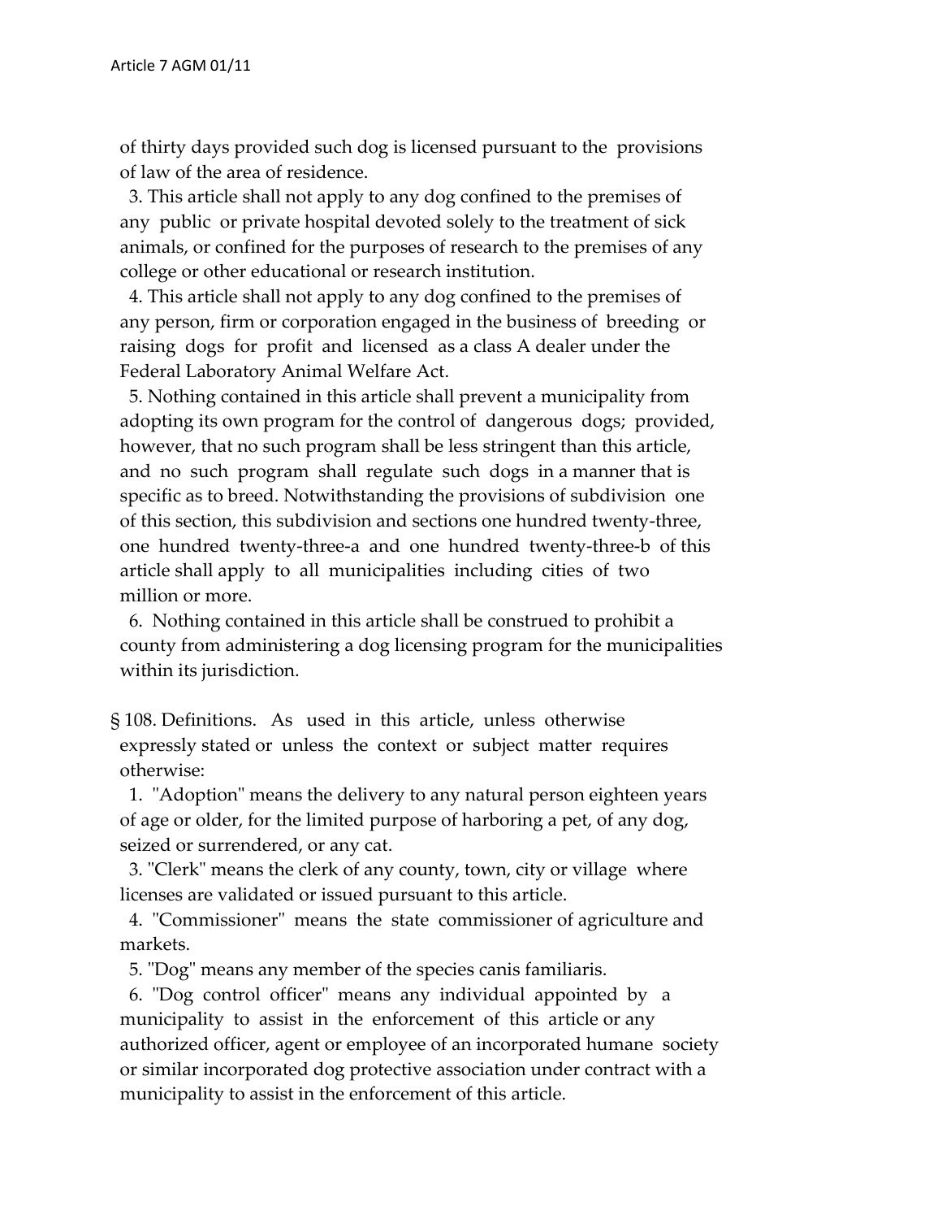of thirty days provided such dog is licensed pursuant to the provisions of law of the area of residence.

3. This article shall not apply to any dog confined to the premises of any public or private hospital devoted solely to the treatment of sick animals, or confined for the purposes of research to the premises of any college or other educational or research institution.

4. This article shall not apply to any dog confined to the premises of any person, firm or corporation engaged in the business of breeding or raising dogs for profit and licensed as a class A dealer under the Federal Laboratory Animal Welfare Act.

5. Nothing contained in this article shall prevent a municipality from adopting its own program for the control of dangerous dogs; provided, however, that no such program shall be less stringent than this article, and no such program shall regulate such dogs in a manner that is specific as to breed. Notwithstanding the provisions of subdivision one of this section, this subdivision and sections one hundred twenty-three, one hundred twenty-three-a and one hundred twenty-three-b of this article shall apply to all municipalities including cities of two million or more.

6. Nothing contained in this article shall be construed to prohibit a county from administering a dog licensing program for the municipalities within its jurisdiction.

§ 108. Definitions. As used in this article, unless otherwise expressly stated or unless the context or subject matter requires otherwise:

1. "Adoption" means the delivery to any natural person eighteen years of age or older, for the limited purpose of harboring a pet, of any dog, seized or surrendered, or any cat.

3. "Clerk" means the clerk of any county, town, city or village where licenses are validated or issued pursuant to this article.

4. "Commissioner" means the state commissioner of agriculture and markets.

5. "Dog" means any member of the species canis familiaris.

6. "Dog control officer" means any individual appointed by a municipality to assist in the enforcement of this article or any authorized officer, agent or employee of an incorporated humane society or similar incorporated dog protective association under contract with a municipality to assist in the enforcement of this article.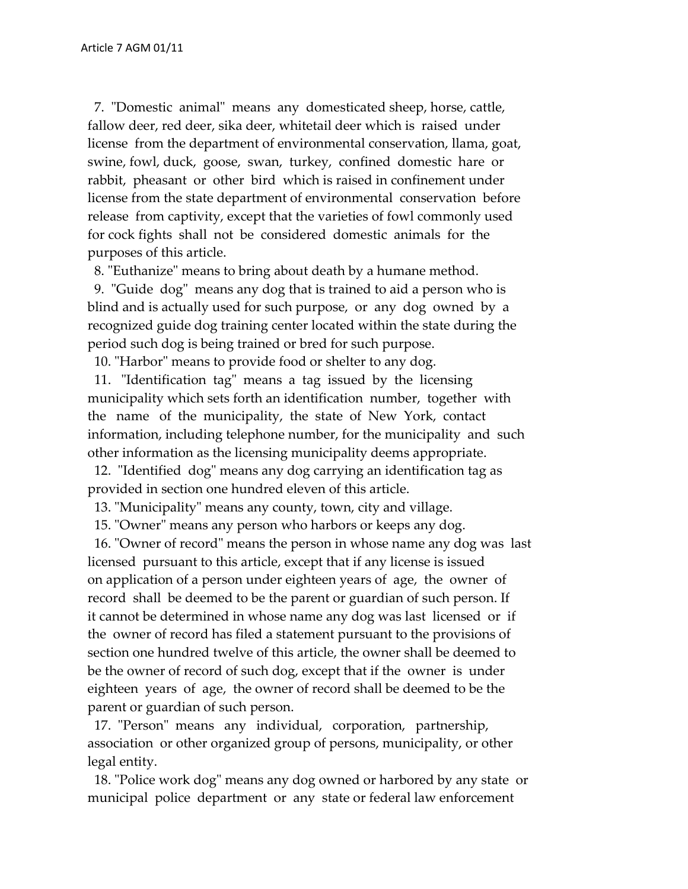7. "Domestic animal" means any domesticated sheep, horse, cattle, fallow deer, red deer, sika deer, whitetail deer which is raised under license from the department of environmental conservation, llama, goat, swine, fowl, duck, goose, swan, turkey, confined domestic hare or rabbit, pheasant or other bird which is raised in confinement under license from the state department of environmental conservation before release from captivity, except that the varieties of fowl commonly used for cock fights shall not be considered domestic animals for the purposes of this article.

8. "Euthanize" means to bring about death by a humane method.

9. "Guide dog" means any dog that is trained to aid a person who is blind and is actually used for such purpose, or any dog owned by a recognized guide dog training center located within the state during the period such dog is being trained or bred for such purpose.

10. "Harbor" means to provide food or shelter to any dog.

11. "Identification tag" means a tag issued by the licensing municipality which sets forth an identification number, together with the name of the municipality, the state of New York, contact information, including telephone number, for the municipality and such other information as the licensing municipality deems appropriate.

12. "Identified dog" means any dog carrying an identification tag as provided in section one hundred eleven of this article.

13. "Municipality" means any county, town, city and village.

15. "Owner" means any person who harbors or keeps any dog.

16. "Owner of record" means the person in whose name any dog was last licensed pursuant to this article, except that if any license is issued on application of a person under eighteen years of age, the owner of record shall be deemed to be the parent or guardian of such person. If it cannot be determined in whose name any dog was last licensed or if the owner of record has filed a statement pursuant to the provisions of section one hundred twelve of this article, the owner shall be deemed to be the owner of record of such dog, except that if the owner is under eighteen years of age, the owner of record shall be deemed to be the parent or guardian of such person.

17. "Person" means any individual, corporation, partnership, association or other organized group of persons, municipality, or other legal entity.

18. "Police work dog" means any dog owned or harbored by any state or municipal police department or any state or federal law enforcement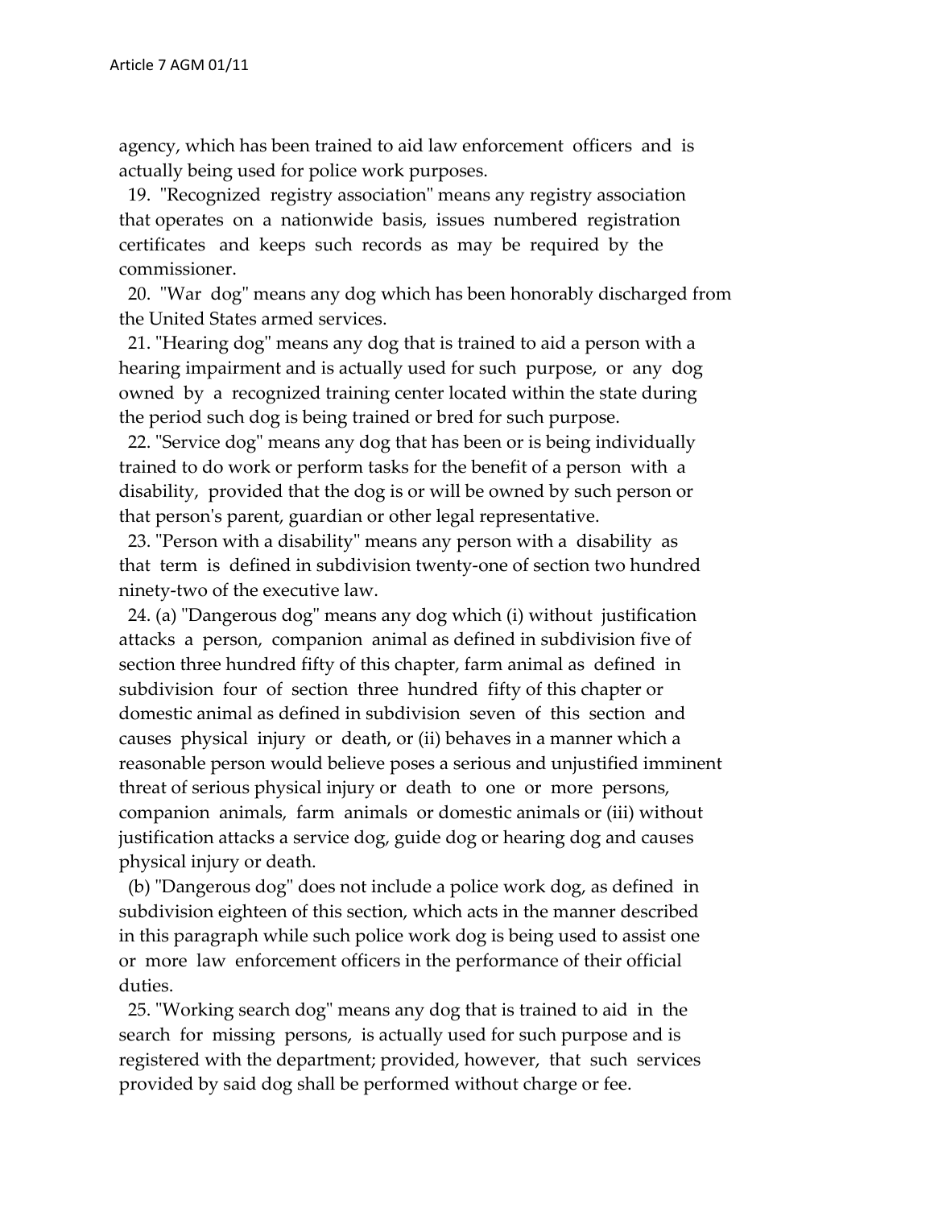agency, which has been trained to aid law enforcement officers and is actually being used for police work purposes.

19. "Recognized registry association" means any registry association that operates on a nationwide basis, issues numbered registration certificates and keeps such records as may be required by the commissioner.

20. "War dog" means any dog which has been honorably discharged from the United States armed services.

21. "Hearing dog" means any dog that is trained to aid a person with a hearing impairment and is actually used for such purpose, or any dog owned by a recognized training center located within the state during the period such dog is being trained or bred for such purpose.

22. "Service dog" means any dog that has been or is being individually trained to do work or perform tasks for the benefit of a person with a disability, provided that the dog is or will be owned by such person or that person's parent, guardian or other legal representative.

23. "Person with a disability" means any person with a disability as that term is defined in subdivision twenty-one of section two hundred ninety-two of the executive law.

24. (a) "Dangerous dog" means any dog which (i) without justification attacks a person, companion animal as defined in subdivision five of section three hundred fifty of this chapter, farm animal as defined in subdivision four of section three hundred fifty of this chapter or domestic animal as defined in subdivision seven of this section and causes physical injury or death, or (ii) behaves in a manner which a reasonable person would believe poses a serious and unjustified imminent threat of serious physical injury or death to one or more persons, companion animals, farm animals or domestic animals or (iii) without justification attacks a service dog, guide dog or hearing dog and causes physical injury or death.

(b) "Dangerous dog" does not include a police work dog, as defined in subdivision eighteen of this section, which acts in the manner described in this paragraph while such police work dog is being used to assist one or more law enforcement officers in the performance of their official duties.

25. "Working search dog" means any dog that is trained to aid in the search for missing persons, is actually used for such purpose and is registered with the department; provided, however, that such services provided by said dog shall be performed without charge or fee.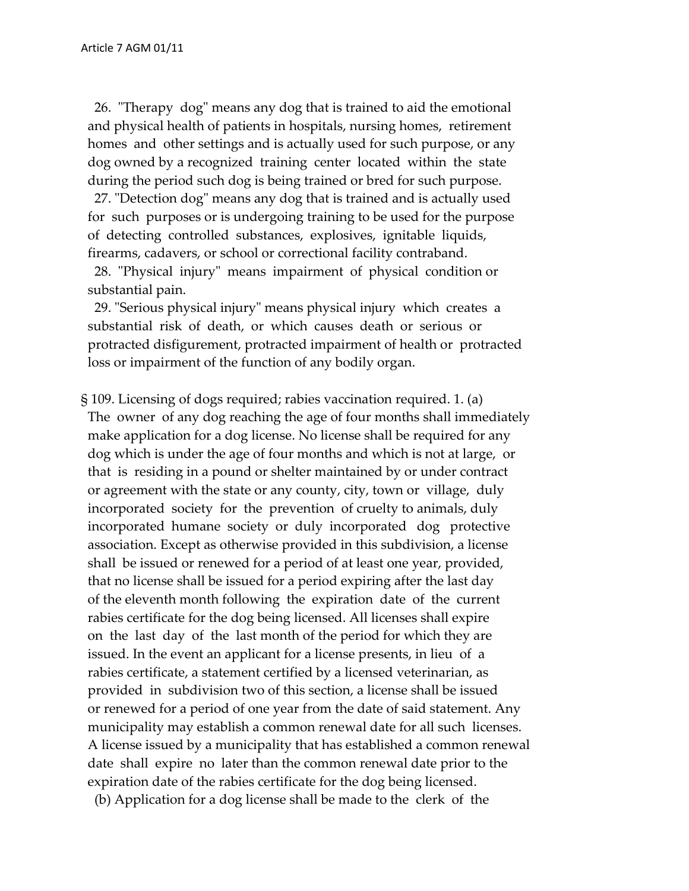26. "Therapy dog" means any dog that is trained to aid the emotional and physical health of patients in hospitals, nursing homes, retirement homes and other settings and is actually used for such purpose, or any dog owned by a recognized training center located within the state during the period such dog is being trained or bred for such purpose.

27. "Detection dog" means any dog that is trained and is actually used for such purposes or is undergoing training to be used for the purpose of detecting controlled substances, explosives, ignitable liquids, firearms, cadavers, or school or correctional facility contraband.

28. "Physical injury" means impairment of physical condition or substantial pain.

29. "Serious physical injury" means physical injury which creates a substantial risk of death, or which causes death or serious or protracted disfigurement, protracted impairment of health or protracted loss or impairment of the function of any bodily organ.

§ 109. Licensing of dogs required; rabies vaccination required. 1. (a) The owner of any dog reaching the age of four months shall immediately make application for a dog license. No license shall be required for any dog which is under the age of four months and which is not at large, or that is residing in a pound or shelter maintained by or under contract or agreement with the state or any county, city, town or village, duly incorporated society for the prevention of cruelty to animals, duly incorporated humane society or duly incorporated dog protective association. Except as otherwise provided in this subdivision, a license shall be issued or renewed for a period of at least one year, provided, that no license shall be issued for a period expiring after the last day of the eleventh month following the expiration date of the current rabies certificate for the dog being licensed. All licenses shall expire on the last day of the last month of the period for which they are issued. In the event an applicant for a license presents, in lieu of a rabies certificate, a statement certified by a licensed veterinarian, as provided in subdivision two of this section, a license shall be issued or renewed for a period of one year from the date of said statement. Any municipality may establish a common renewal date for all such licenses. A license issued by a municipality that has established a common renewal date shall expire no later than the common renewal date prior to the expiration date of the rabies certificate for the dog being licensed.

(b) Application for a dog license shall be made to the clerk of the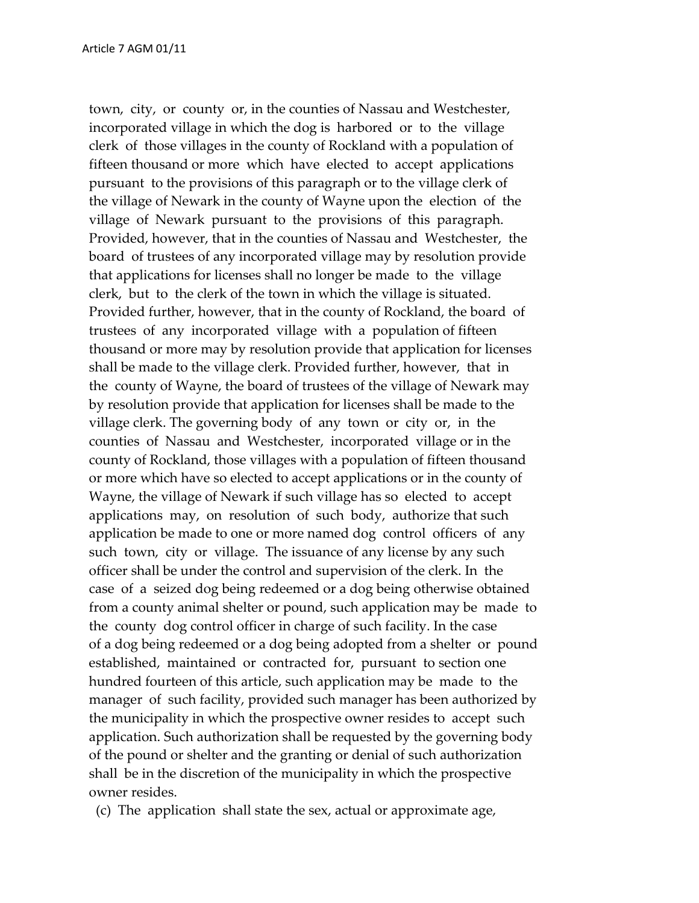town, city, or county or, in the counties of Nassau and Westchester, incorporated village in which the dog is harbored or to the village clerk of those villages in the county of Rockland with a population of fifteen thousand or more which have elected to accept applications pursuant to the provisions of this paragraph or to the village clerk of the village of Newark in the county of Wayne upon the election of the village of Newark pursuant to the provisions of this paragraph. Provided, however, that in the counties of Nassau and Westchester, the board of trustees of any incorporated village may by resolution provide that applications for licenses shall no longer be made to the village clerk, but to the clerk of the town in which the village is situated. Provided further, however, that in the county of Rockland, the board of trustees of any incorporated village with a population of fifteen thousand or more may by resolution provide that application for licenses shall be made to the village clerk. Provided further, however, that in the county of Wayne, the board of trustees of the village of Newark may by resolution provide that application for licenses shall be made to the village clerk. The governing body of any town or city or, in the counties of Nassau and Westchester, incorporated village or in the county of Rockland, those villages with a population of fifteen thousand or more which have so elected to accept applications or in the county of Wayne, the village of Newark if such village has so elected to accept applications may, on resolution of such body, authorize that such application be made to one or more named dog control officers of any such town, city or village. The issuance of any license by any such officer shall be under the control and supervision of the clerk. In the case of a seized dog being redeemed or a dog being otherwise obtained from a county animal shelter or pound, such application may be made to the county dog control officer in charge of such facility. In the case of a dog being redeemed or a dog being adopted from a shelter or pound established, maintained or contracted for, pursuant to section one hundred fourteen of this article, such application may be made to the manager of such facility, provided such manager has been authorized by the municipality in which the prospective owner resides to accept such application. Such authorization shall be requested by the governing body of the pound or shelter and the granting or denial of such authorization shall be in the discretion of the municipality in which the prospective owner resides.

(c) The application shall state the sex, actual or approximate age,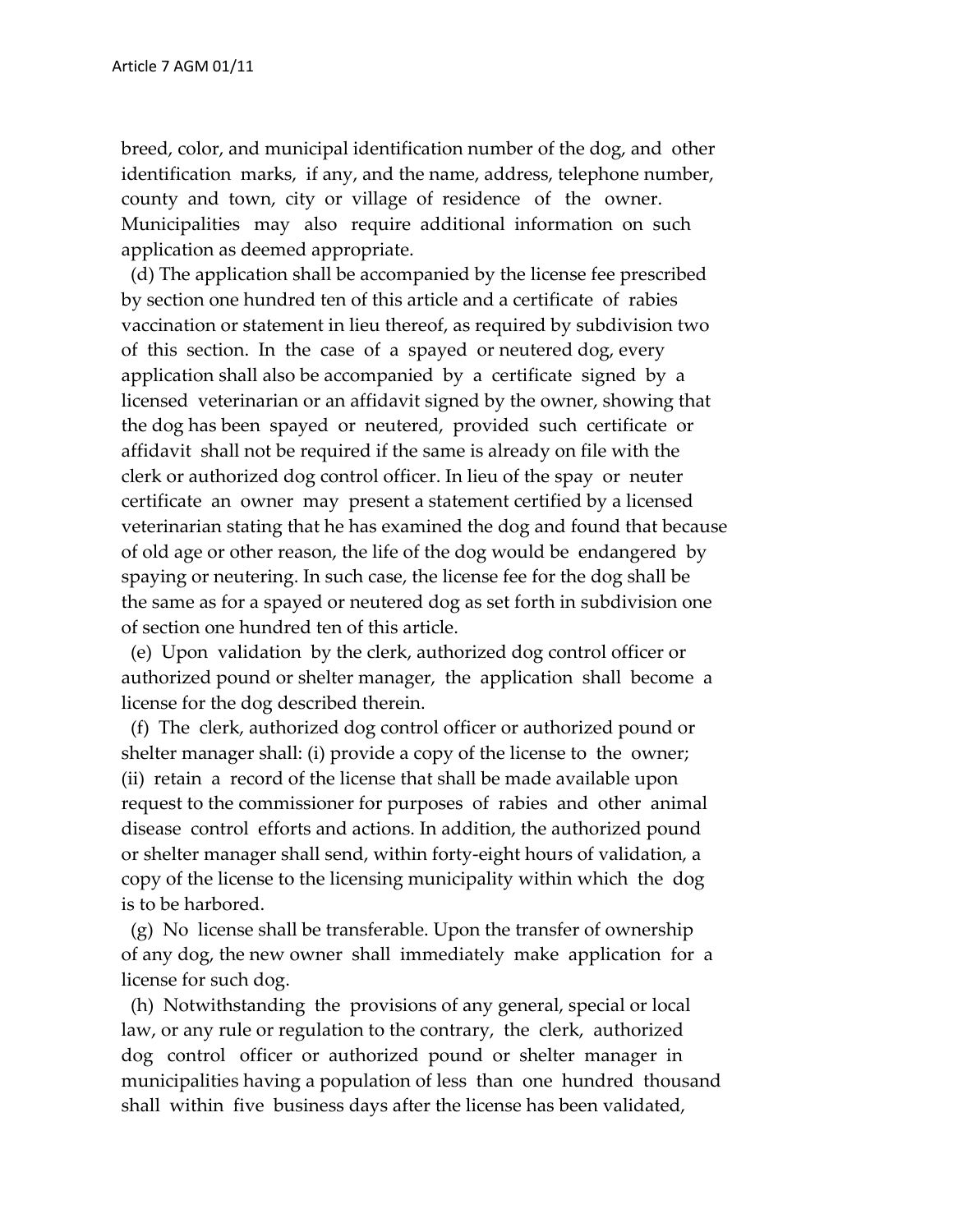breed, color, and municipal identification number of the dog, and other identification marks, if any, and the name, address, telephone number, county and town, city or village of residence of the owner. Municipalities may also require additional information on such application as deemed appropriate.

(d) The application shall be accompanied by the license fee prescribed by section one hundred ten of this article and a certificate of rabies vaccination or statement in lieu thereof, as required by subdivision two of this section. In the case of a spayed or neutered dog, every application shall also be accompanied by a certificate signed by a licensed veterinarian or an affidavit signed by the owner, showing that the dog has been spayed or neutered, provided such certificate or affidavit shall not be required if the same is already on file with the clerk or authorized dog control officer. In lieu of the spay or neuter certificate an owner may present a statement certified by a licensed veterinarian stating that he has examined the dog and found that because of old age or other reason, the life of the dog would be endangered by spaying or neutering. In such case, the license fee for the dog shall be the same as for a spayed or neutered dog as set forth in subdivision one of section one hundred ten of this article.

(e) Upon validation by the clerk, authorized dog control officer or authorized pound or shelter manager, the application shall become a license for the dog described therein.

(f) The clerk, authorized dog control officer or authorized pound or shelter manager shall: (i) provide a copy of the license to the owner; (ii) retain a record of the license that shall be made available upon request to the commissioner for purposes of rabies and other animal disease control efforts and actions. In addition, the authorized pound or shelter manager shall send, within forty-eight hours of validation, a copy of the license to the licensing municipality within which the dog is to be harbored.

(g) No license shall be transferable. Upon the transfer of ownership of any dog, the new owner shall immediately make application for a license for such dog.

(h) Notwithstanding the provisions of any general, special or local law, or any rule or regulation to the contrary, the clerk, authorized dog control officer or authorized pound or shelter manager in municipalities having a population of less than one hundred thousand shall within five business days after the license has been validated,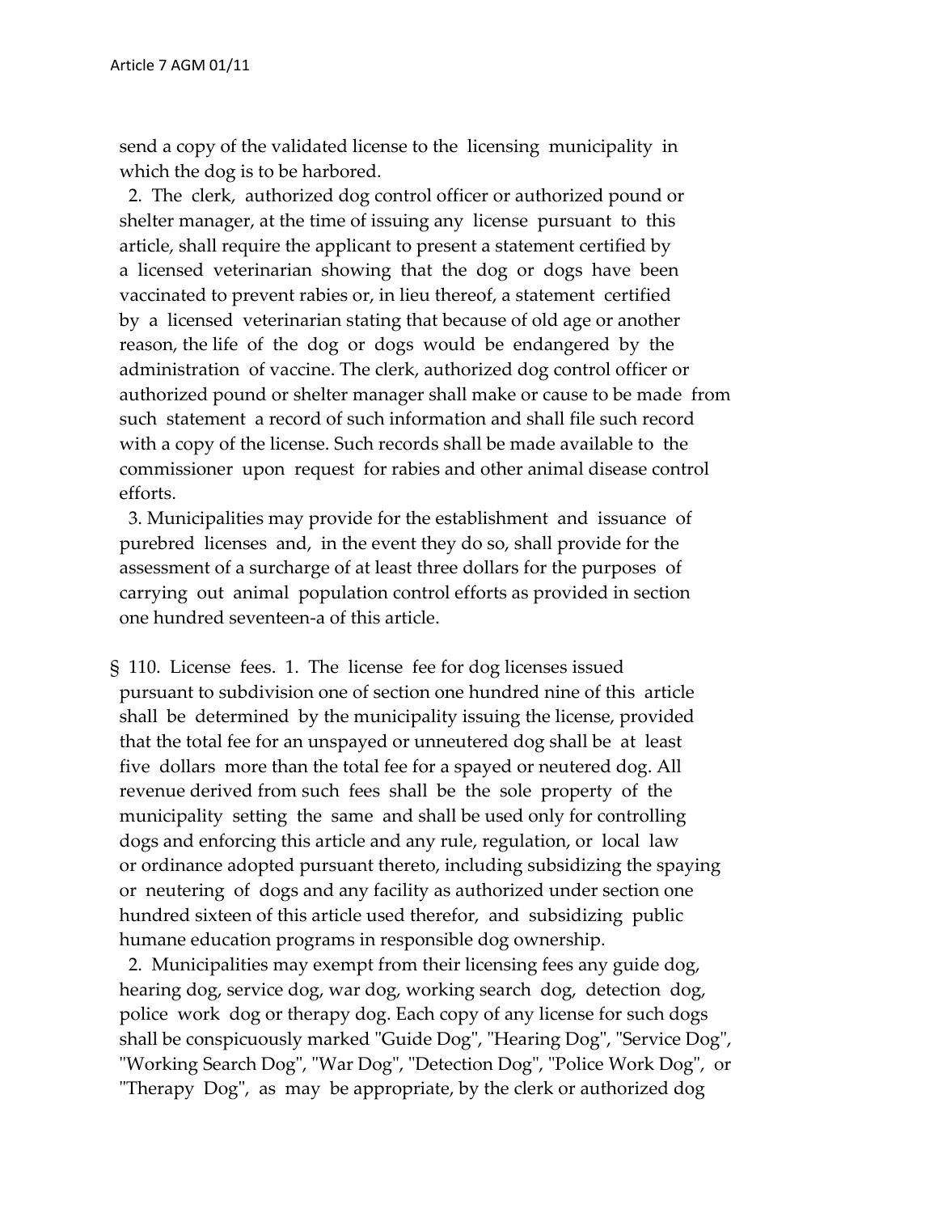send a copy of the validated license to the licensing municipality in which the dog is to be harbored.

2. The clerk, authorized dog control officer or authorized pound or shelter manager, at the time of issuing any license pursuant to this article, shall require the applicant to present a statement certified by a licensed veterinarian showing that the dog or dogs have been vaccinated to prevent rabies or, in lieu thereof, a statement certified by a licensed veterinarian stating that because of old age or another reason, the life of the dog or dogs would be endangered by the administration of vaccine. The clerk, authorized dog control officer or authorized pound or shelter manager shall make or cause to be made from such statement a record of such information and shall file such record with a copy of the license. Such records shall be made available to the commissioner upon request for rabies and other animal disease control efforts.

3. Municipalities may provide for the establishment and issuance of purebred licenses and, in the event they do so, shall provide for the assessment of a surcharge of at least three dollars for the purposes of carrying out animal population control efforts as provided in section one hundred seventeen-a of this article.

§ 110. License fees. 1. The license fee for dog licenses issued pursuant to subdivision one of section one hundred nine of this article shall be determined by the municipality issuing the license, provided that the total fee for an unspayed or unneutered dog shall be at least five dollars more than the total fee for a spayed or neutered dog. All revenue derived from such fees shall be the sole property of the municipality setting the same and shall be used only for controlling dogs and enforcing this article and any rule, regulation, or local law or ordinance adopted pursuant thereto, including subsidizing the spaying or neutering of dogs and any facility as authorized under section one hundred sixteen of this article used therefor, and subsidizing public humane education programs in responsible dog ownership.

2. Municipalities may exempt from their licensing fees any guide dog, hearing dog, service dog, war dog, working search dog, detection dog, police work dog or therapy dog. Each copy of any license for such dogs shall be conspicuously marked "Guide Dog", "Hearing Dog", "Service Dog", "Working Search Dog", "War Dog", "Detection Dog", "Police Work Dog", or "Therapy Dog", as may be appropriate, by the clerk or authorized dog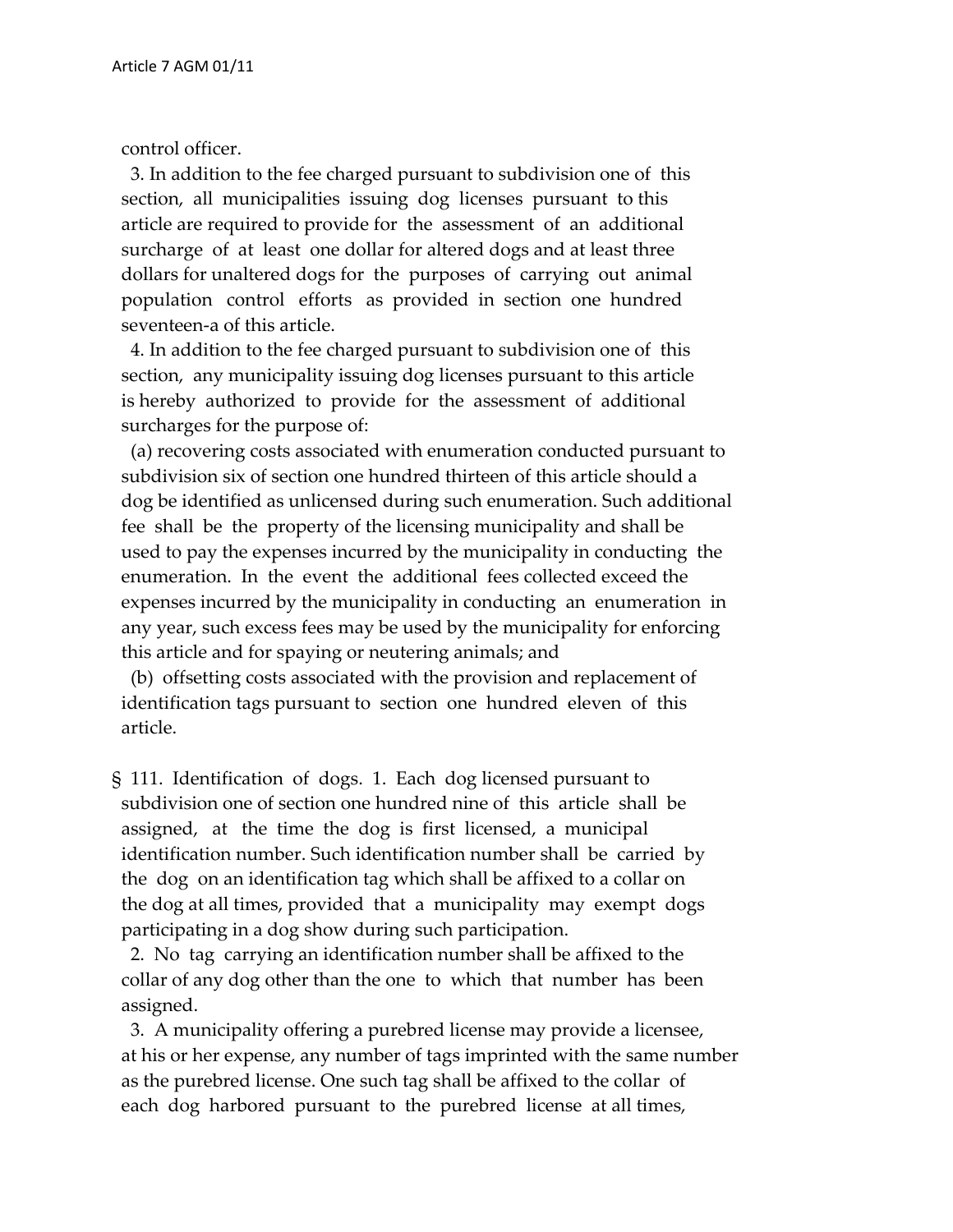control officer.

3. In addition to the fee charged pursuant to subdivision one of this section, all municipalities issuing dog licenses pursuant to this article are required to provide for the assessment of an additional surcharge of at least one dollar for altered dogs and at least three dollars for unaltered dogs for the purposes of carrying out animal population control efforts as provided in section one hundred seventeen-a of this article.

4. In addition to the fee charged pursuant to subdivision one of this section, any municipality issuing dog licenses pursuant to this article is hereby authorized to provide for the assessment of additional surcharges for the purpose of:

(a) recovering costs associated with enumeration conducted pursuant to subdivision six of section one hundred thirteen of this article should a dog be identified as unlicensed during such enumeration. Such additional fee shall be the property of the licensing municipality and shall be used to pay the expenses incurred by the municipality in conducting the enumeration. In the event the additional fees collected exceed the expenses incurred by the municipality in conducting an enumeration in any year, such excess fees may be used by the municipality for enforcing this article and for spaying or neutering animals; and

(b) offsetting costs associated with the provision and replacement of identification tags pursuant to section one hundred eleven of this article.

§ 111. Identification of dogs. 1. Each dog licensed pursuant to subdivision one of section one hundred nine of this article shall be assigned, at the time the dog is first licensed, a municipal identification number. Such identification number shall be carried by the dog on an identification tag which shall be affixed to a collar on the dog at all times, provided that a municipality may exempt dogs participating in a dog show during such participation.

2. No tag carrying an identification number shall be affixed to the collar of any dog other than the one to which that number has been assigned.

3. A municipality offering a purebred license may provide a licensee, at his or her expense, any number of tags imprinted with the same number as the purebred license. One such tag shall be affixed to the collar of each dog harbored pursuant to the purebred license at all times,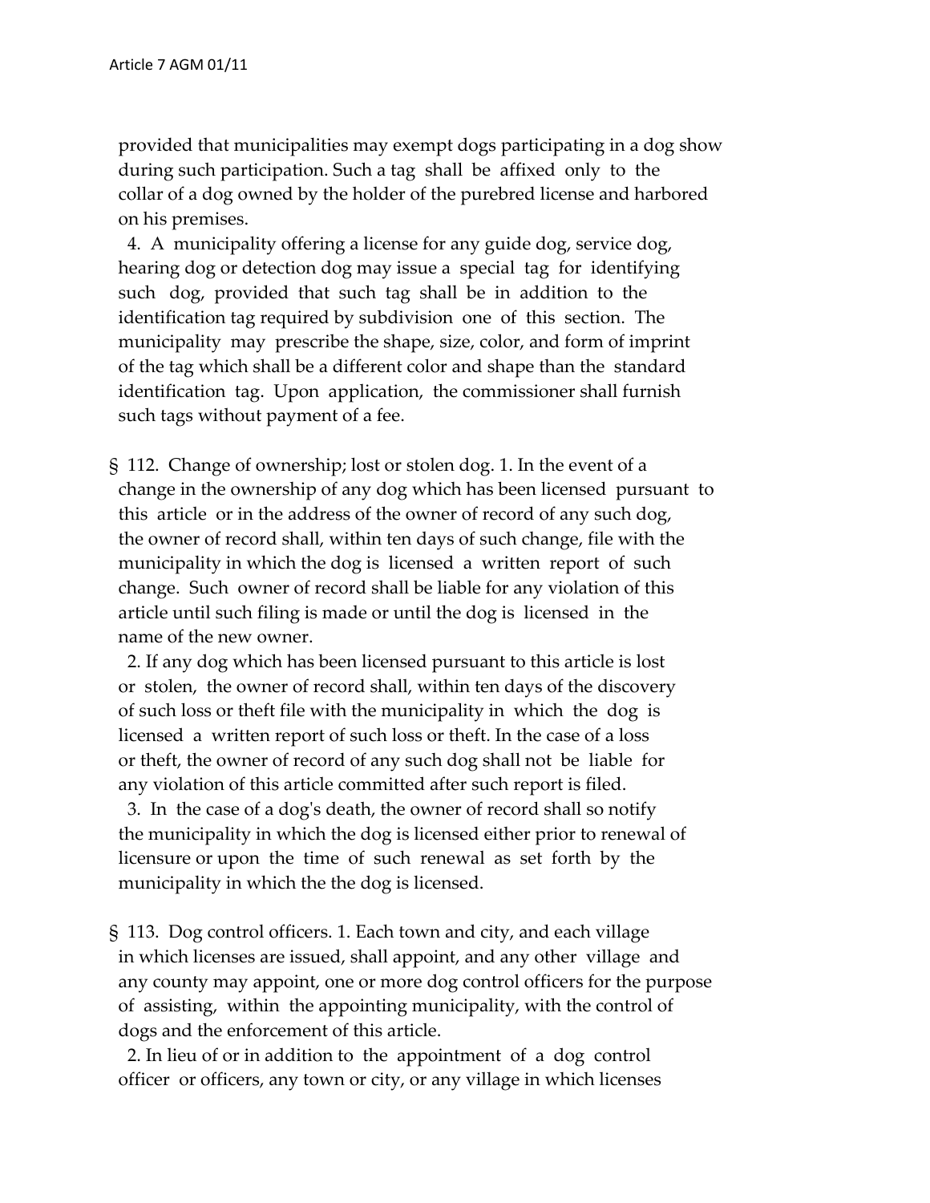provided that municipalities may exempt dogs participating in a dog show during such participation. Such a tag shall be affixed only to the collar of a dog owned by the holder of the purebred license and harbored on his premises.

4. A municipality offering a license for any guide dog, service dog, hearing dog or detection dog may issue a special tag for identifying such dog, provided that such tag shall be in addition to the identification tag required by subdivision one of this section. The municipality may prescribe the shape, size, color, and form of imprint of the tag which shall be a different color and shape than the standard identification tag. Upon application, the commissioner shall furnish such tags without payment of a fee.

§ 112. Change of ownership; lost or stolen dog. 1. In the event of a change in the ownership of any dog which has been licensed pursuant to this article or in the address of the owner of record of any such dog, the owner of record shall, within ten days of such change, file with the municipality in which the dog is licensed a written report of such change. Such owner of record shall be liable for any violation of this article until such filing is made or until the dog is licensed in the name of the new owner.

2. If any dog which has been licensed pursuant to this article is lost or stolen, the owner of record shall, within ten days of the discovery of such loss or theft file with the municipality in which the dog is licensed a written report of such loss or theft. In the case of a loss or theft, the owner of record of any such dog shall not be liable for any violation of this article committed after such report is filed.

3. In the case of a dog's death, the owner of record shall so notify the municipality in which the dog is licensed either prior to renewal of licensure or upon the time of such renewal as set forth by the municipality in which the the dog is licensed.

§ 113. Dog control officers. 1. Each town and city, and each village in which licenses are issued, shall appoint, and any other village and any county may appoint, one or more dog control officers for the purpose of assisting, within the appointing municipality, with the control of dogs and the enforcement of this article.

2. In lieu of or in addition to the appointment of a dog control officer or officers, any town or city, or any village in which licenses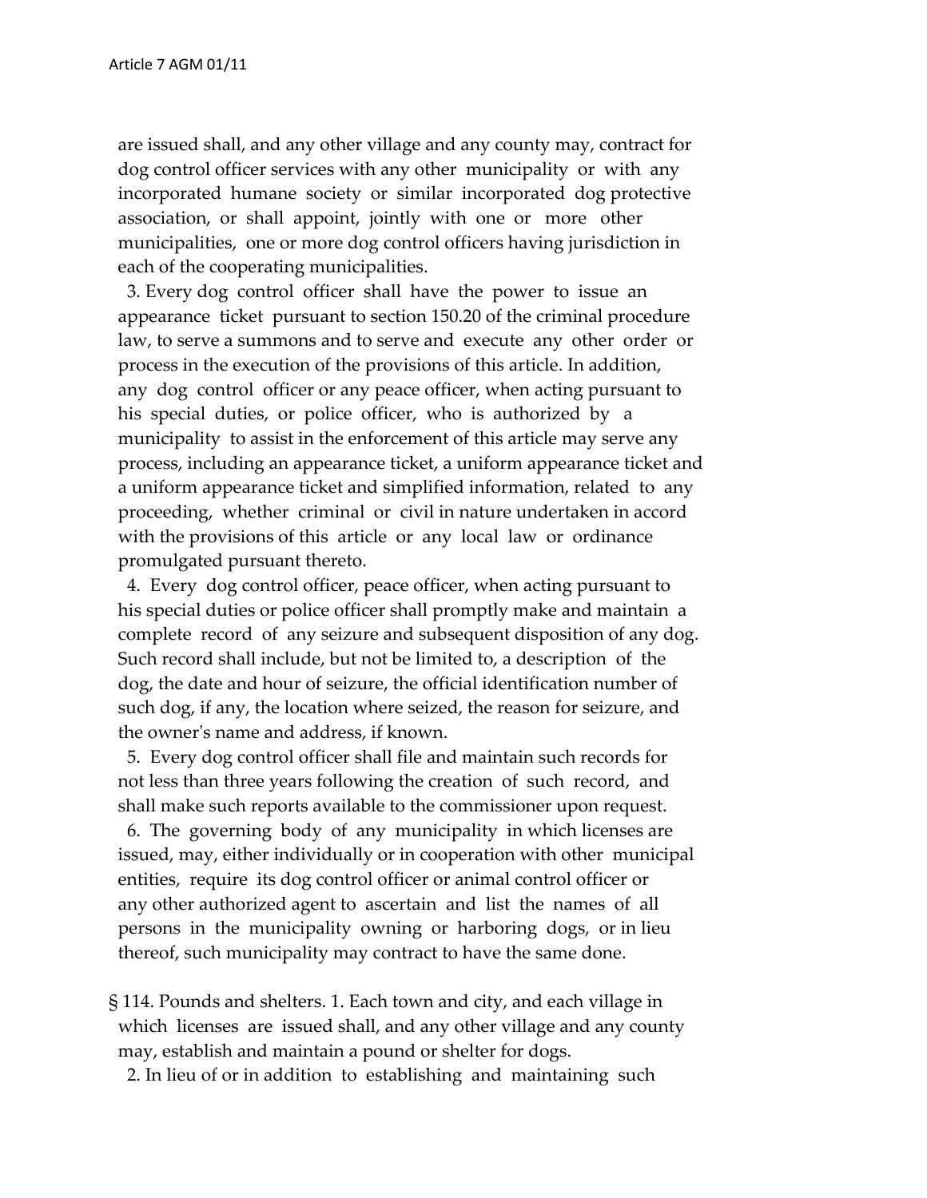are issued shall, and any other village and any county may, contract for dog control officer services with any other municipality or with any incorporated humane society or similar incorporated dog protective association, or shall appoint, jointly with one or more other municipalities, one or more dog control officers having jurisdiction in each of the cooperating municipalities.

3. Every dog control officer shall have the power to issue an appearance ticket pursuant to section 150.20 of the criminal procedure law, to serve a summons and to serve and execute any other order or process in the execution of the provisions of this article. In addition, any dog control officer or any peace officer, when acting pursuant to his special duties, or police officer, who is authorized by a municipality to assist in the enforcement of this article may serve any process, including an appearance ticket, a uniform appearance ticket and a uniform appearance ticket and simplified information, related to any proceeding, whether criminal or civil in nature undertaken in accord with the provisions of this article or any local law or ordinance promulgated pursuant thereto.

4. Every dog control officer, peace officer, when acting pursuant to his special duties or police officer shall promptly make and maintain a complete record of any seizure and subsequent disposition of any dog. Such record shall include, but not be limited to, a description of the dog, the date and hour of seizure, the official identification number of such dog, if any, the location where seized, the reason for seizure, and the owner's name and address, if known.

5. Every dog control officer shall file and maintain such records for not less than three years following the creation of such record, and shall make such reports available to the commissioner upon request.

6. The governing body of any municipality in which licenses are issued, may, either individually or in cooperation with other municipal entities, require its dog control officer or animal control officer or any other authorized agent to ascertain and list the names of all persons in the municipality owning or harboring dogs, or in lieu thereof, such municipality may contract to have the same done.

§ 114. Pounds and shelters. 1. Each town and city, and each village in which licenses are issued shall, and any other village and any county may, establish and maintain a pound or shelter for dogs.

2. In lieu of or in addition to establishing and maintaining such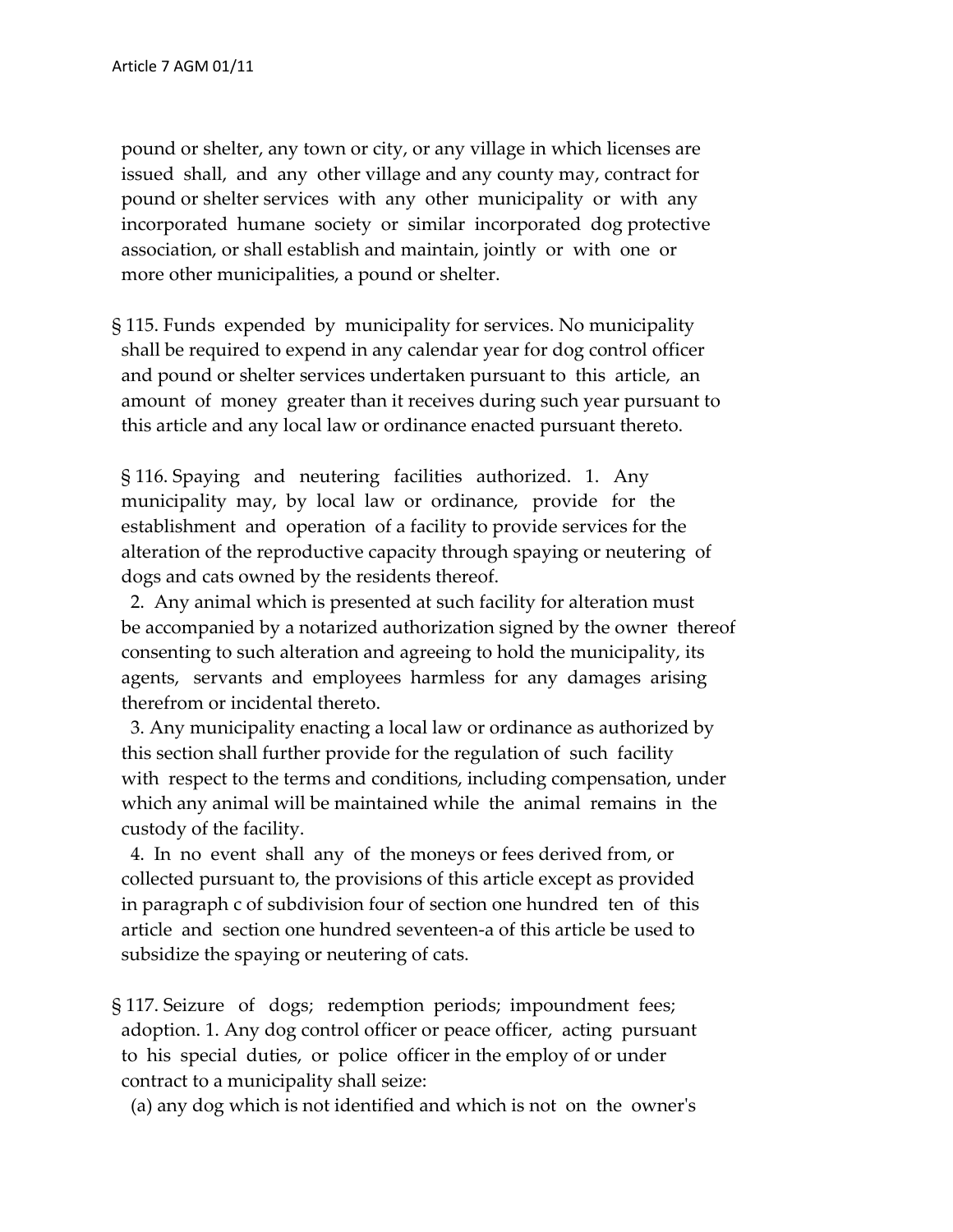pound or shelter, any town or city, or any village in which licenses are issued shall, and any other village and any county may, contract for pound or shelter services with any other municipality or with any incorporated humane society or similar incorporated dog protective association, or shall establish and maintain, jointly or with one or more other municipalities, a pound or shelter.

§ 115. Funds expended by municipality for services. No municipality shall be required to expend in any calendar year for dog control officer and pound or shelter services undertaken pursuant to this article, an amount of money greater than it receives during such year pursuant to this article and any local law or ordinance enacted pursuant thereto.

§ 116. Spaying and neutering facilities authorized. 1. Any municipality may, by local law or ordinance, provide for the establishment and operation of a facility to provide services for the alteration of the reproductive capacity through spaying or neutering of dogs and cats owned by the residents thereof.

2. Any animal which is presented at such facility for alteration must be accompanied by a notarized authorization signed by the owner thereof consenting to such alteration and agreeing to hold the municipality, its agents, servants and employees harmless for any damages arising therefrom or incidental thereto.

3. Any municipality enacting a local law or ordinance as authorized by this section shall further provide for the regulation of such facility with respect to the terms and conditions, including compensation, under which any animal will be maintained while the animal remains in the custody of the facility.

4. In no event shall any of the moneys or fees derived from, or collected pursuant to, the provisions of this article except as provided in paragraph c of subdivision four of section one hundred ten of this article and section one hundred seventeen-a of this article be used to subsidize the spaying or neutering of cats.

§ 117. Seizure of dogs; redemption periods; impoundment fees; adoption. 1. Any dog control officer or peace officer, acting pursuant to his special duties, or police officer in the employ of or under contract to a municipality shall seize:

(a) any dog which is not identified and which is not on the owner's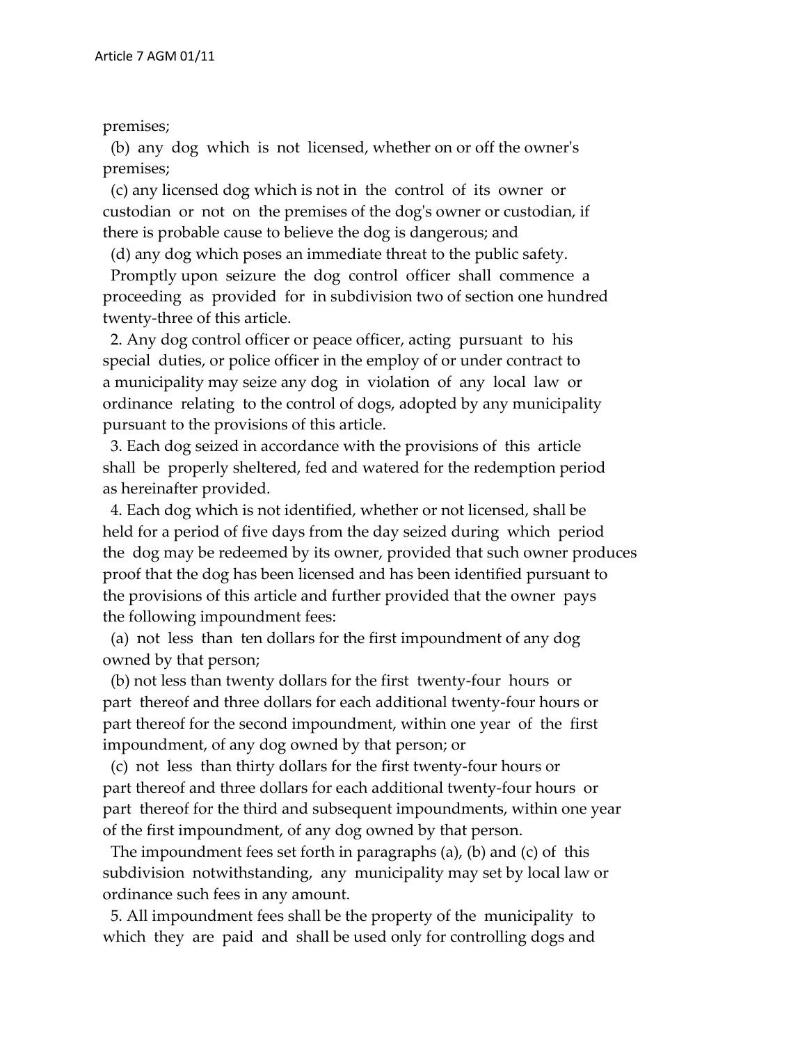premises;

(b) any dog which is not licensed, whether on or off the owner's premises;

(c) any licensed dog which is not in the control of its owner or custodian or not on the premises of the dog's owner or custodian, if there is probable cause to believe the dog is dangerous; and

(d) any dog which poses an immediate threat to the public safety.

Promptly upon seizure the dog control officer shall commence a proceeding as provided for in subdivision two of section one hundred twenty-three of this article.

2. Any dog control officer or peace officer, acting pursuant to his special duties, or police officer in the employ of or under contract to a municipality may seize any dog in violation of any local law or ordinance relating to the control of dogs, adopted by any municipality pursuant to the provisions of this article.

3. Each dog seized in accordance with the provisions of this article shall be properly sheltered, fed and watered for the redemption period as hereinafter provided.

4. Each dog which is not identified, whether or not licensed, shall be held for a period of five days from the day seized during which period the dog may be redeemed by its owner, provided that such owner produces proof that the dog has been licensed and has been identified pursuant to the provisions of this article and further provided that the owner pays the following impoundment fees:

(a) not less than ten dollars for the first impoundment of any dog owned by that person;

(b) not less than twenty dollars for the first twenty-four hours or part thereof and three dollars for each additional twenty-four hours or part thereof for the second impoundment, within one year of the first impoundment, of any dog owned by that person; or

(c) not less than thirty dollars for the first twenty-four hours or part thereof and three dollars for each additional twenty-four hours or part thereof for the third and subsequent impoundments, within one year of the first impoundment, of any dog owned by that person.

The impoundment fees set forth in paragraphs (a), (b) and (c) of this subdivision notwithstanding, any municipality may set by local law or ordinance such fees in any amount.

5. All impoundment fees shall be the property of the municipality to which they are paid and shall be used only for controlling dogs and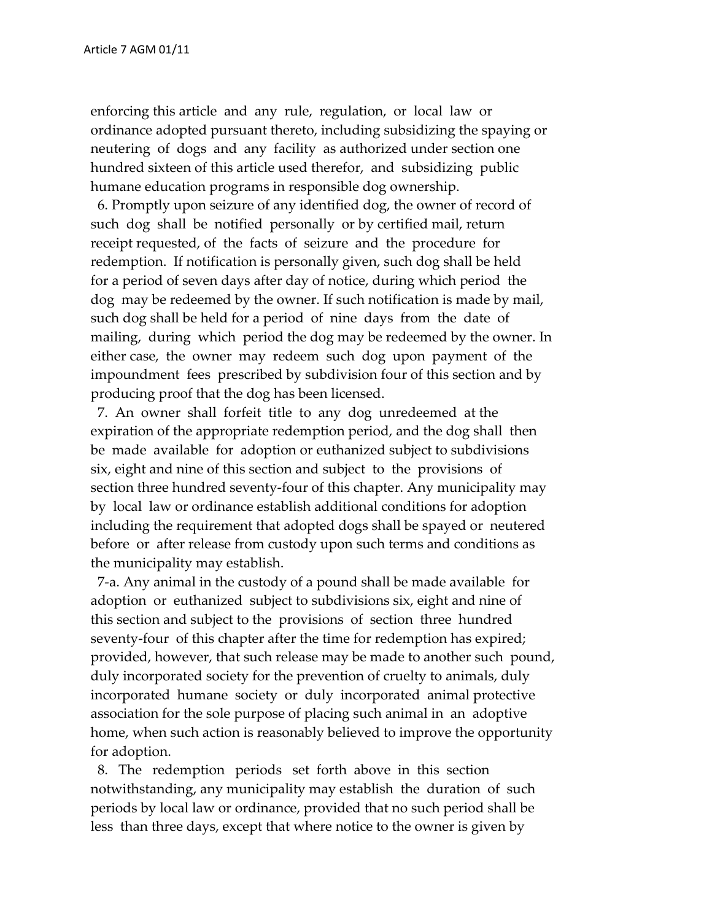enforcing this article and any rule, regulation, or local law or ordinance adopted pursuant thereto, including subsidizing the spaying or neutering of dogs and any facility as authorized under section one hundred sixteen of this article used therefor, and subsidizing public humane education programs in responsible dog ownership.

6. Promptly upon seizure of any identified dog, the owner of record of such dog shall be notified personally or by certified mail, return receipt requested, of the facts of seizure and the procedure for redemption. If notification is personally given, such dog shall be held for a period of seven days after day of notice, during which period the dog may be redeemed by the owner. If such notification is made by mail, such dog shall be held for a period of nine days from the date of mailing, during which period the dog may be redeemed by the owner. In either case, the owner may redeem such dog upon payment of the impoundment fees prescribed by subdivision four of this section and by producing proof that the dog has been licensed.

7. An owner shall forfeit title to any dog unredeemed at the expiration of the appropriate redemption period, and the dog shall then be made available for adoption or euthanized subject to subdivisions six, eight and nine of this section and subject to the provisions of section three hundred seventy-four of this chapter. Any municipality may by local law or ordinance establish additional conditions for adoption including the requirement that adopted dogs shall be spayed or neutered before or after release from custody upon such terms and conditions as the municipality may establish.

7-a. Any animal in the custody of a pound shall be made available for adoption or euthanized subject to subdivisions six, eight and nine of this section and subject to the provisions of section three hundred seventy-four of this chapter after the time for redemption has expired; provided, however, that such release may be made to another such pound, duly incorporated society for the prevention of cruelty to animals, duly incorporated humane society or duly incorporated animal protective association for the sole purpose of placing such animal in an adoptive home, when such action is reasonably believed to improve the opportunity for adoption.

8. The redemption periods set forth above in this section notwithstanding, any municipality may establish the duration of such periods by local law or ordinance, provided that no such period shall be less than three days, except that where notice to the owner is given by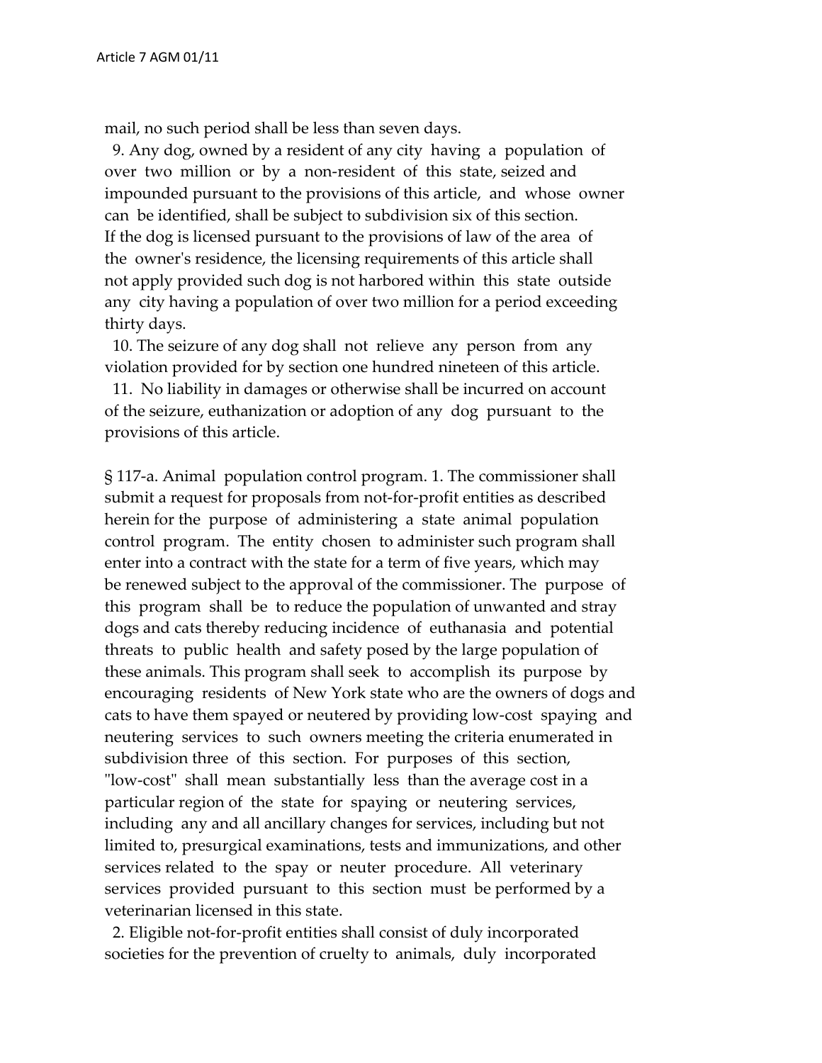mail, no such period shall be less than seven days.

9. Any dog, owned by a resident of any city having a population of over two million or by a non-resident of this state, seized and impounded pursuant to the provisions of this article, and whose owner can be identified, shall be subject to subdivision six of this section. If the dog is licensed pursuant to the provisions of law of the area of the owner's residence, the licensing requirements of this article shall not apply provided such dog is not harbored within this state outside any city having a population of over two million for a period exceeding thirty days.

10. The seizure of any dog shall not relieve any person from any violation provided for by section one hundred nineteen of this article.

11. No liability in damages or otherwise shall be incurred on account of the seizure, euthanization or adoption of any dog pursuant to the provisions of this article.

§ 117-a. Animal population control program. 1. The commissioner shall submit a request for proposals from not-for-profit entities as described herein for the purpose of administering a state animal population control program. The entity chosen to administer such program shall enter into a contract with the state for a term of five years, which may be renewed subject to the approval of the commissioner. The purpose of this program shall be to reduce the population of unwanted and stray dogs and cats thereby reducing incidence of euthanasia and potential threats to public health and safety posed by the large population of these animals. This program shall seek to accomplish its purpose by encouraging residents of New York state who are the owners of dogs and cats to have them spayed or neutered by providing low-cost spaying and neutering services to such owners meeting the criteria enumerated in subdivision three of this section. For purposes of this section, "low-cost" shall mean substantially less than the average cost in a particular region of the state for spaying or neutering services, including any and all ancillary changes for services, including but not limited to, presurgical examinations, tests and immunizations, and other services related to the spay or neuter procedure. All veterinary services provided pursuant to this section must be performed by a veterinarian licensed in this state.

2. Eligible not-for-profit entities shall consist of duly incorporated societies for the prevention of cruelty to animals, duly incorporated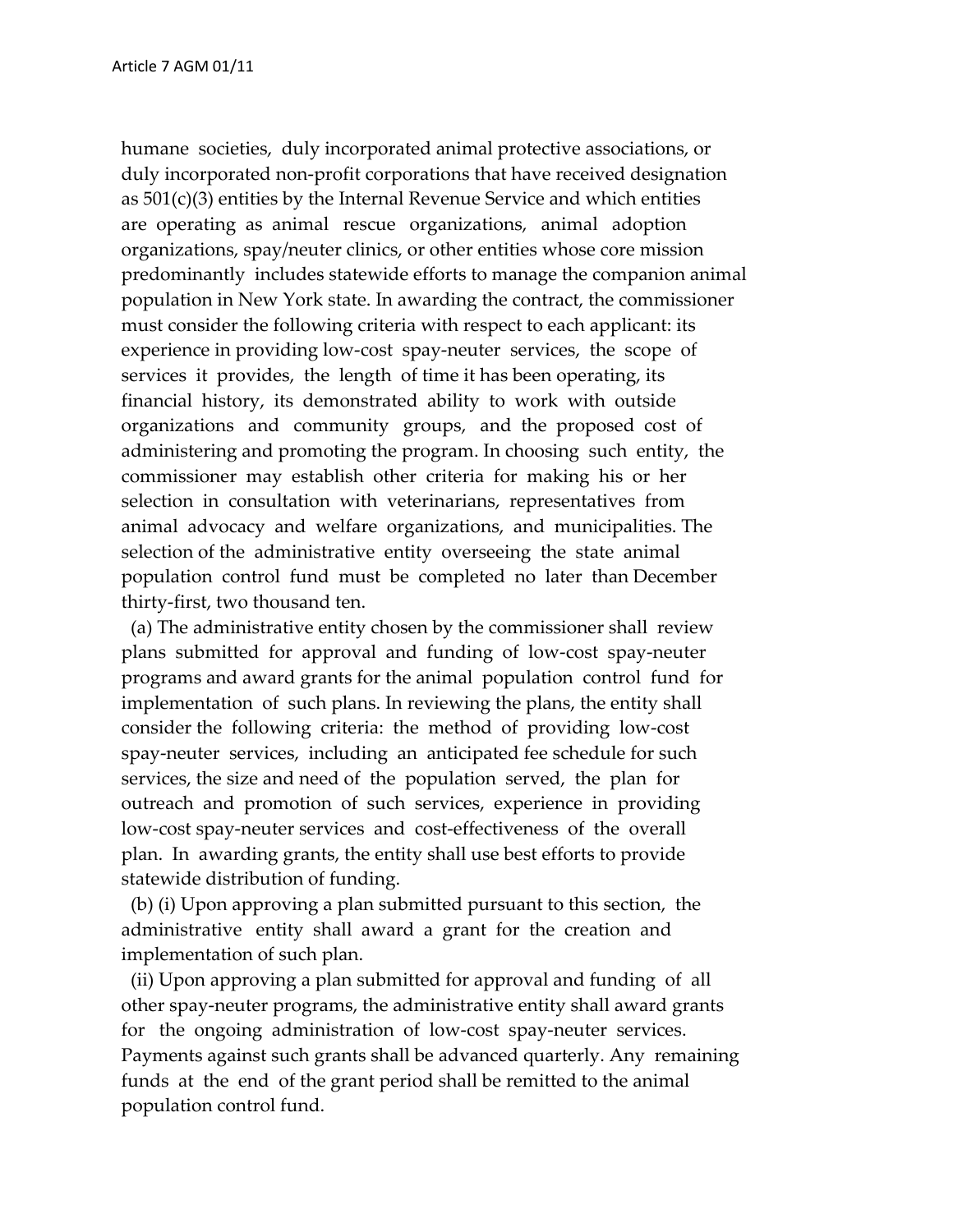humane societies, duly incorporated animal protective associations, or duly incorporated non-profit corporations that have received designation as 501(c)(3) entities by the Internal Revenue Service and which entities are operating as animal rescue organizations, animal adoption organizations, spay/neuter clinics, or other entities whose core mission predominantly includes statewide efforts to manage the companion animal population in New York state. In awarding the contract, the commissioner must consider the following criteria with respect to each applicant: its experience in providing low-cost spay-neuter services, the scope of services it provides, the length of time it has been operating, its financial history, its demonstrated ability to work with outside organizations and community groups, and the proposed cost of administering and promoting the program. In choosing such entity, the commissioner may establish other criteria for making his or her selection in consultation with veterinarians, representatives from animal advocacy and welfare organizations, and municipalities. The selection of the administrative entity overseeing the state animal population control fund must be completed no later than December thirty-first, two thousand ten.

(a) The administrative entity chosen by the commissioner shall review plans submitted for approval and funding of low-cost spay-neuter programs and award grants for the animal population control fund for implementation of such plans. In reviewing the plans, the entity shall consider the following criteria: the method of providing low-cost spay-neuter services, including an anticipated fee schedule for such services, the size and need of the population served, the plan for outreach and promotion of such services, experience in providing low-cost spay-neuter services and cost-effectiveness of the overall plan. In awarding grants, the entity shall use best efforts to provide statewide distribution of funding.

(b) (i) Upon approving a plan submitted pursuant to this section, the administrative entity shall award a grant for the creation and implementation of such plan.

(ii) Upon approving a plan submitted for approval and funding of all other spay-neuter programs, the administrative entity shall award grants for the ongoing administration of low-cost spay-neuter services. Payments against such grants shall be advanced quarterly. Any remaining funds at the end of the grant period shall be remitted to the animal population control fund.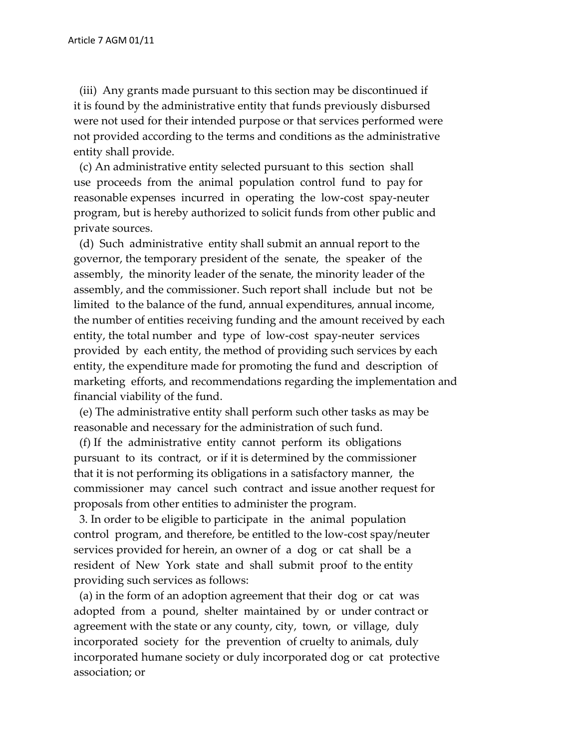(iii) Any grants made pursuant to this section may be discontinued if it is found by the administrative entity that funds previously disbursed were not used for their intended purpose or that services performed were not provided according to the terms and conditions as the administrative entity shall provide.

(c) An administrative entity selected pursuant to this section shall use proceeds from the animal population control fund to pay for reasonable expenses incurred in operating the low-cost spay-neuter program, but is hereby authorized to solicit funds from other public and private sources.

(d) Such administrative entity shall submit an annual report to the governor, the temporary president of the senate, the speaker of the assembly, the minority leader of the senate, the minority leader of the assembly, and the commissioner. Such report shall include but not be limited to the balance of the fund, annual expenditures, annual income, the number of entities receiving funding and the amount received by each entity, the total number and type of low-cost spay-neuter services provided by each entity, the method of providing such services by each entity, the expenditure made for promoting the fund and description of marketing efforts, and recommendations regarding the implementation and financial viability of the fund.

(e) The administrative entity shall perform such other tasks as may be reasonable and necessary for the administration of such fund.

(f) If the administrative entity cannot perform its obligations pursuant to its contract, or if it is determined by the commissioner that it is not performing its obligations in a satisfactory manner, the commissioner may cancel such contract and issue another request for proposals from other entities to administer the program.

3. In order to be eligible to participate in the animal population control program, and therefore, be entitled to the low-cost spay/neuter services provided for herein, an owner of a dog or cat shall be a resident of New York state and shall submit proof to the entity providing such services as follows:

(a) in the form of an adoption agreement that their dog or cat was adopted from a pound, shelter maintained by or under contract or agreement with the state or any county, city, town, or village, duly incorporated society for the prevention of cruelty to animals, duly incorporated humane society or duly incorporated dog or cat protective association; or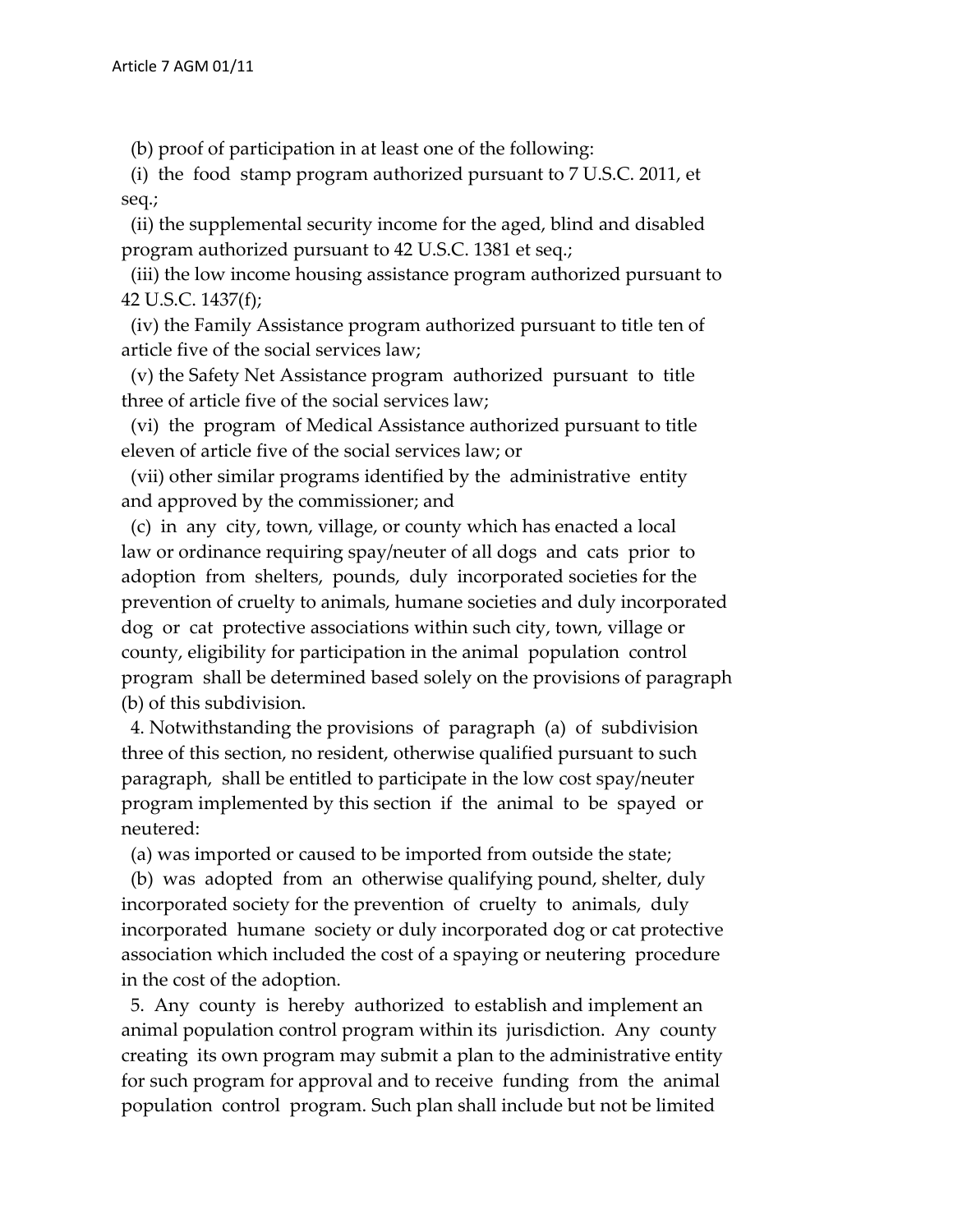(b) proof of participation in at least one of the following:

(i) the food stamp program authorized pursuant to 7 U.S.C. 2011, et seq.;

(ii) the supplemental security income for the aged, blind and disabled program authorized pursuant to 42 U.S.C. 1381 et seq.;

(iii) the low income housing assistance program authorized pursuant to 42 U.S.C. 1437(f);

(iv) the Family Assistance program authorized pursuant to title ten of article five of the social services law;

(v) the Safety Net Assistance program authorized pursuant to title three of article five of the social services law;

(vi) the program of Medical Assistance authorized pursuant to title eleven of article five of the social services law; or

(vii) other similar programs identified by the administrative entity and approved by the commissioner; and

(c) in any city, town, village, or county which has enacted a local law or ordinance requiring spay/neuter of all dogs and cats prior to adoption from shelters, pounds, duly incorporated societies for the prevention of cruelty to animals, humane societies and duly incorporated dog or cat protective associations within such city, town, village or county, eligibility for participation in the animal population control program shall be determined based solely on the provisions of paragraph (b) of this subdivision.

4. Notwithstanding the provisions of paragraph (a) of subdivision three of this section, no resident, otherwise qualified pursuant to such paragraph, shall be entitled to participate in the low cost spay/neuter program implemented by this section if the animal to be spayed or neutered:

(a) was imported or caused to be imported from outside the state;

(b) was adopted from an otherwise qualifying pound, shelter, duly incorporated society for the prevention of cruelty to animals, duly incorporated humane society or duly incorporated dog or cat protective association which included the cost of a spaying or neutering procedure in the cost of the adoption.

5. Any county is hereby authorized to establish and implement an animal population control program within its jurisdiction. Any county creating its own program may submit a plan to the administrative entity for such program for approval and to receive funding from the animal population control program. Such plan shall include but not be limited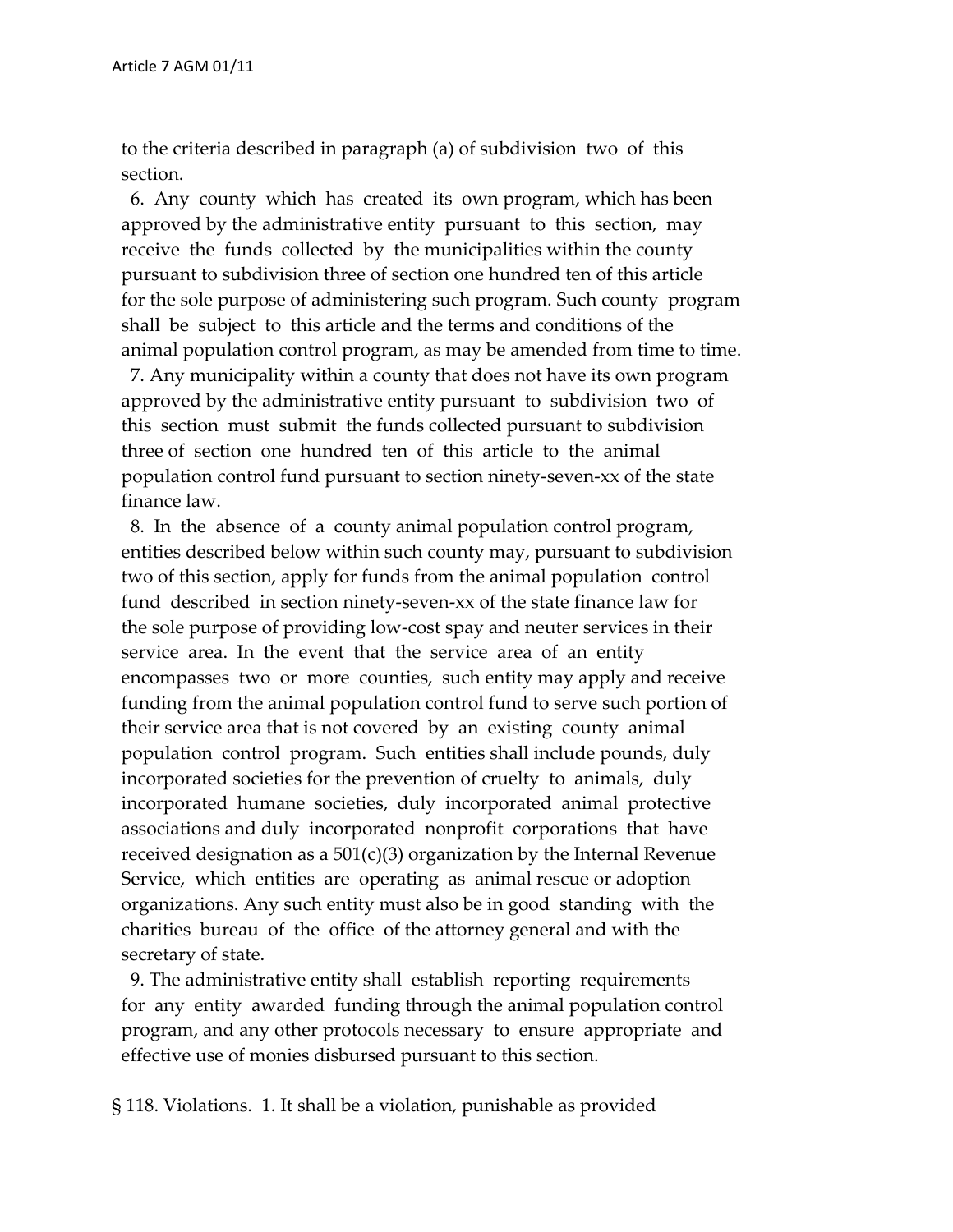to the criteria described in paragraph (a) of subdivision two of this section.

6. Any county which has created its own program, which has been approved by the administrative entity pursuant to this section, may receive the funds collected by the municipalities within the county pursuant to subdivision three of section one hundred ten of this article for the sole purpose of administering such program. Such county program shall be subject to this article and the terms and conditions of the animal population control program, as may be amended from time to time.

7. Any municipality within a county that does not have its own program approved by the administrative entity pursuant to subdivision two of this section must submit the funds collected pursuant to subdivision three of section one hundred ten of this article to the animal population control fund pursuant to section ninety-seven-xx of the state finance law.

8. In the absence of a county animal population control program, entities described below within such county may, pursuant to subdivision two of this section, apply for funds from the animal population control fund described in section ninety-seven-xx of the state finance law for the sole purpose of providing low-cost spay and neuter services in their service area. In the event that the service area of an entity encompasses two or more counties, such entity may apply and receive funding from the animal population control fund to serve such portion of their service area that is not covered by an existing county animal population control program. Such entities shall include pounds, duly incorporated societies for the prevention of cruelty to animals, duly incorporated humane societies, duly incorporated animal protective associations and duly incorporated nonprofit corporations that have received designation as a 501(c)(3) organization by the Internal Revenue Service, which entities are operating as animal rescue or adoption organizations. Any such entity must also be in good standing with the charities bureau of the office of the attorney general and with the secretary of state.

9. The administrative entity shall establish reporting requirements for any entity awarded funding through the animal population control program, and any other protocols necessary to ensure appropriate and effective use of monies disbursed pursuant to this section.

§ 118. Violations. 1. It shall be a violation, punishable as provided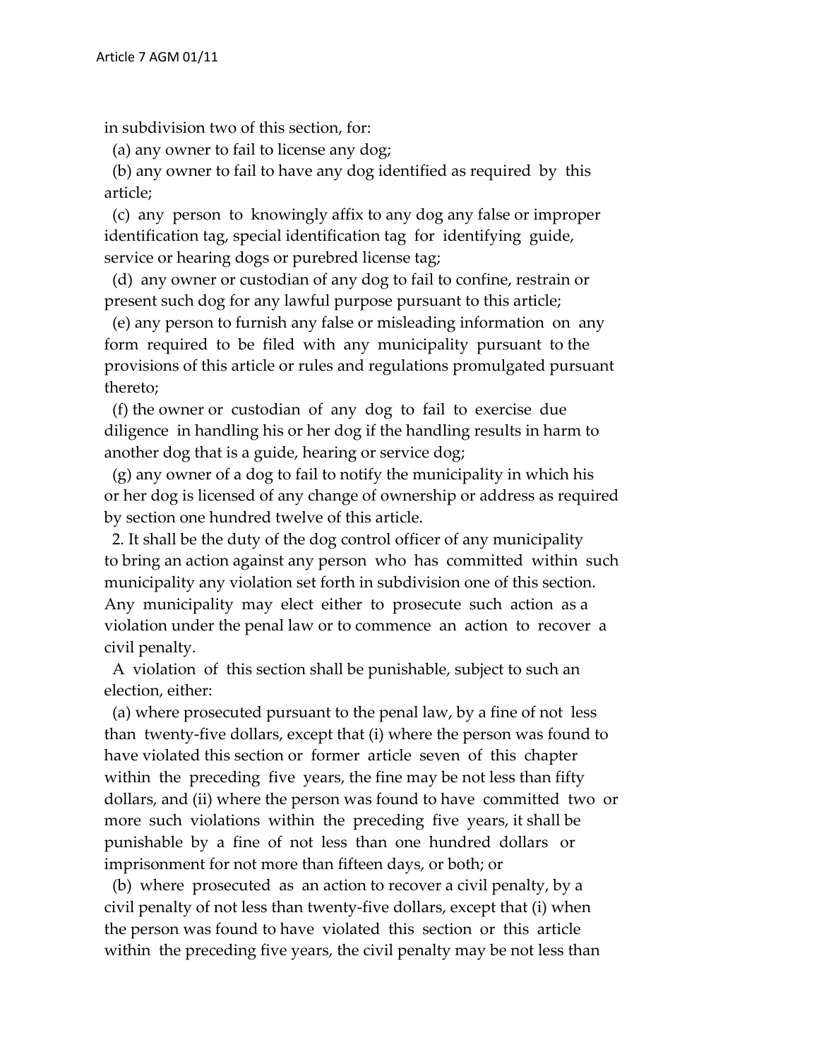in subdivision two of this section, for:

(a) any owner to fail to license any dog;

(b) any owner to fail to have any dog identified as required by this article;

(c) any person to knowingly affix to any dog any false or improper identification tag, special identification tag for identifying guide, service or hearing dogs or purebred license tag;

(d) any owner or custodian of any dog to fail to confine, restrain or present such dog for any lawful purpose pursuant to this article;

(e) any person to furnish any false or misleading information on any form required to be filed with any municipality pursuant to the provisions of this article or rules and regulations promulgated pursuant thereto;

(f) the owner or custodian of any dog to fail to exercise due diligence in handling his or her dog if the handling results in harm to another dog that is a guide, hearing or service dog;

(g) any owner of a dog to fail to notify the municipality in which his or her dog is licensed of any change of ownership or address as required by section one hundred twelve of this article.

2. It shall be the duty of the dog control officer of any municipality to bring an action against any person who has committed within such municipality any violation set forth in subdivision one of this section. Any municipality may elect either to prosecute such action as a violation under the penal law or to commence an action to recover a civil penalty.

A violation of this section shall be punishable, subject to such an election, either:

(a) where prosecuted pursuant to the penal law, by a fine of not less than twenty-five dollars, except that (i) where the person was found to have violated this section or former article seven of this chapter within the preceding five years, the fine may be not less than fifty dollars, and (ii) where the person was found to have committed two or more such violations within the preceding five years, it shall be punishable by a fine of not less than one hundred dollars or imprisonment for not more than fifteen days, or both; or

(b) where prosecuted as an action to recover a civil penalty, by a civil penalty of not less than twenty-five dollars, except that (i) when the person was found to have violated this section or this article within the preceding five years, the civil penalty may be not less than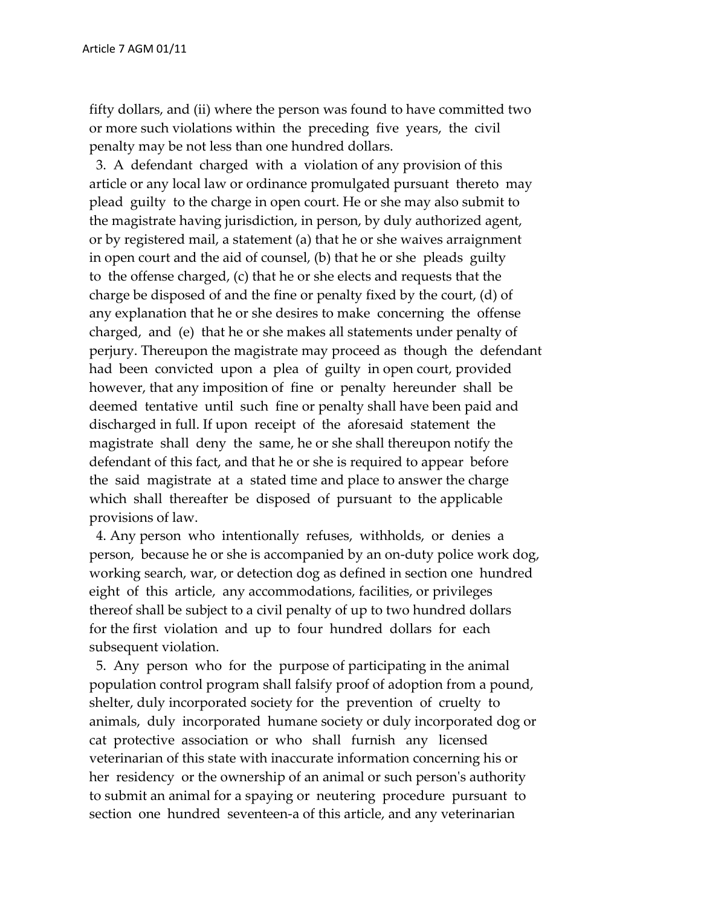fifty dollars, and (ii) where the person was found to have committed two or more such violations within the preceding five years, the civil penalty may be not less than one hundred dollars.

3. A defendant charged with a violation of any provision of this article or any local law or ordinance promulgated pursuant thereto may plead guilty to the charge in open court. He or she may also submit to the magistrate having jurisdiction, in person, by duly authorized agent, or by registered mail, a statement (a) that he or she waives arraignment in open court and the aid of counsel, (b) that he or she pleads guilty to the offense charged, (c) that he or she elects and requests that the charge be disposed of and the fine or penalty fixed by the court, (d) of any explanation that he or she desires to make concerning the offense charged, and (e) that he or she makes all statements under penalty of perjury. Thereupon the magistrate may proceed as though the defendant had been convicted upon a plea of guilty in open court, provided however, that any imposition of fine or penalty hereunder shall be deemed tentative until such fine or penalty shall have been paid and discharged in full. If upon receipt of the aforesaid statement the magistrate shall deny the same, he or she shall thereupon notify the defendant of this fact, and that he or she is required to appear before the said magistrate at a stated time and place to answer the charge which shall thereafter be disposed of pursuant to the applicable provisions of law.

4. Any person who intentionally refuses, withholds, or denies a person, because he or she is accompanied by an on-duty police work dog, working search, war, or detection dog as defined in section one hundred eight of this article, any accommodations, facilities, or privileges thereof shall be subject to a civil penalty of up to two hundred dollars for the first violation and up to four hundred dollars for each subsequent violation.

5. Any person who for the purpose of participating in the animal population control program shall falsify proof of adoption from a pound, shelter, duly incorporated society for the prevention of cruelty to animals, duly incorporated humane society or duly incorporated dog or cat protective association or who shall furnish any licensed veterinarian of this state with inaccurate information concerning his or her residency or the ownership of an animal or such person's authority to submit an animal for a spaying or neutering procedure pursuant to section one hundred seventeen-a of this article, and any veterinarian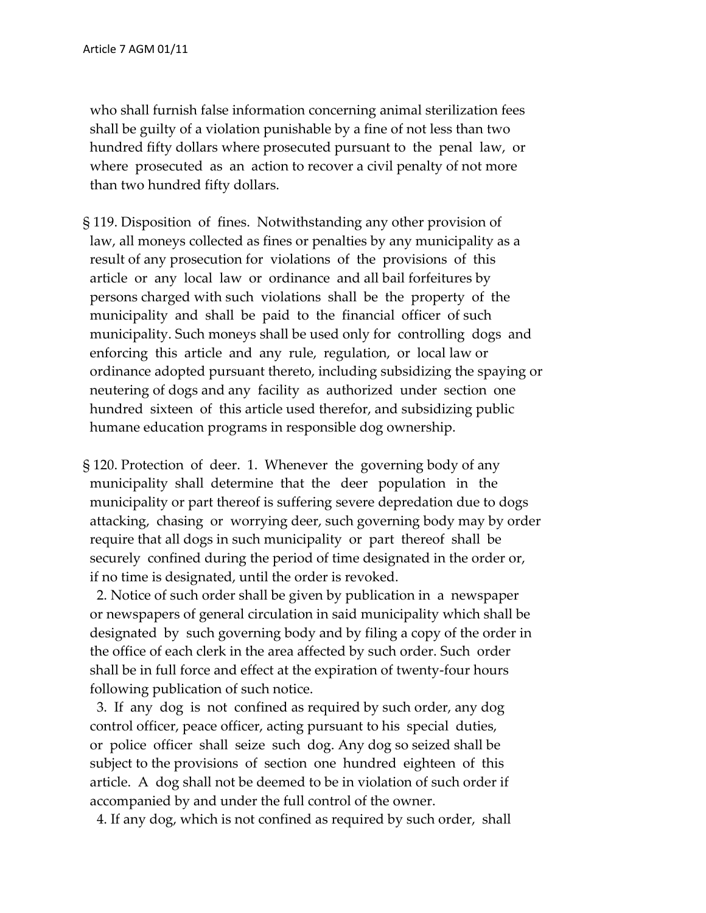who shall furnish false information concerning animal sterilization fees shall be guilty of a violation punishable by a fine of not less than two hundred fifty dollars where prosecuted pursuant to the penal law, or where prosecuted as an action to recover a civil penalty of not more than two hundred fifty dollars.

§ 119. Disposition of fines. Notwithstanding any other provision of law, all moneys collected as fines or penalties by any municipality as a result of any prosecution for violations of the provisions of this article or any local law or ordinance and all bail forfeitures by persons charged with such violations shall be the property of the municipality and shall be paid to the financial officer of such municipality. Such moneys shall be used only for controlling dogs and enforcing this article and any rule, regulation, or local law or ordinance adopted pursuant thereto, including subsidizing the spaying or neutering of dogs and any facility as authorized under section one hundred sixteen of this article used therefor, and subsidizing public humane education programs in responsible dog ownership.

§ 120. Protection of deer. 1. Whenever the governing body of any municipality shall determine that the deer population in the municipality or part thereof is suffering severe depredation due to dogs attacking, chasing or worrying deer, such governing body may by order require that all dogs in such municipality or part thereof shall be securely confined during the period of time designated in the order or, if no time is designated, until the order is revoked.

2. Notice of such order shall be given by publication in a newspaper or newspapers of general circulation in said municipality which shall be designated by such governing body and by filing a copy of the order in the office of each clerk in the area affected by such order. Such order shall be in full force and effect at the expiration of twenty-four hours following publication of such notice.

3. If any dog is not confined as required by such order, any dog control officer, peace officer, acting pursuant to his special duties, or police officer shall seize such dog. Any dog so seized shall be subject to the provisions of section one hundred eighteen of this article. A dog shall not be deemed to be in violation of such order if accompanied by and under the full control of the owner.

4. If any dog, which is not confined as required by such order, shall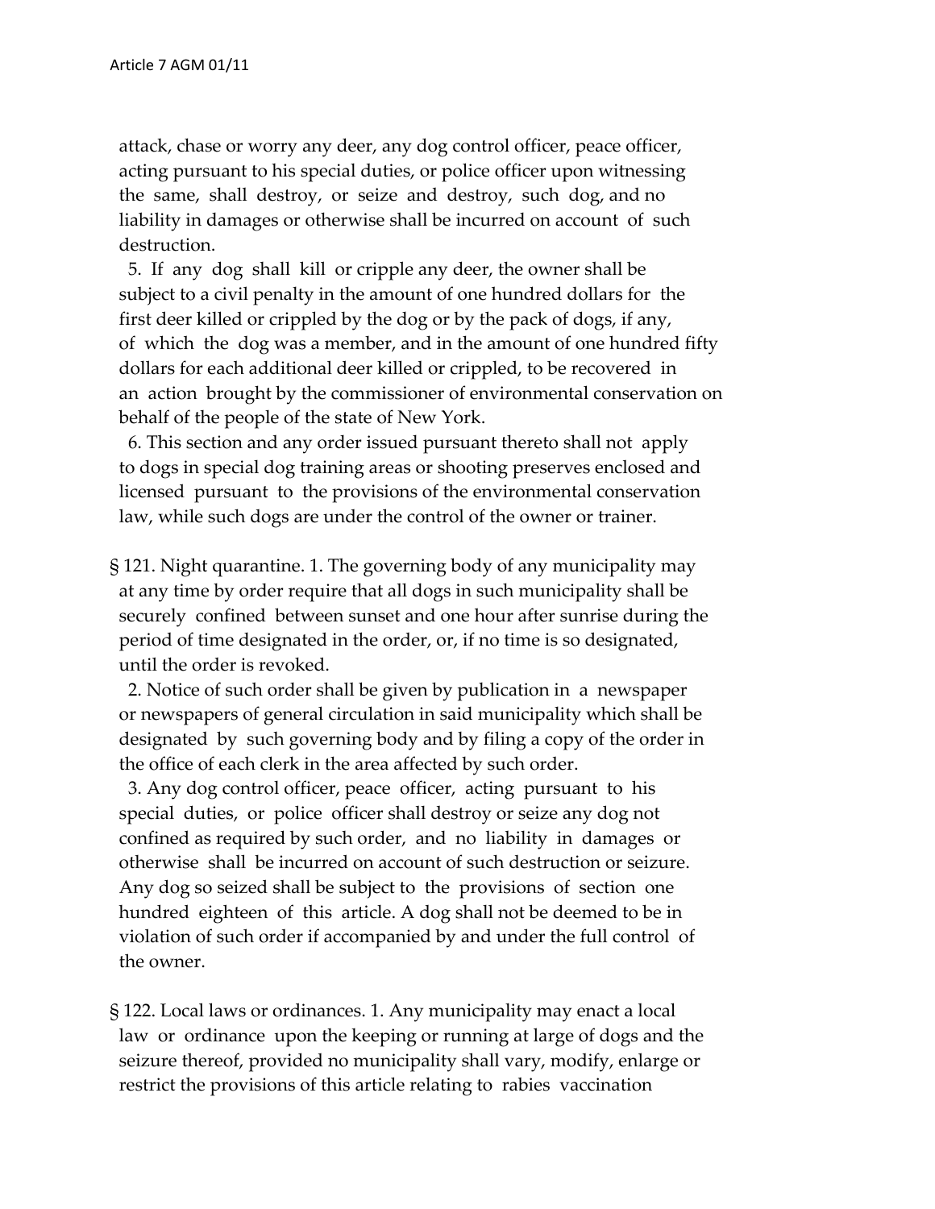attack, chase or worry any deer, any dog control officer, peace officer, acting pursuant to his special duties, or police officer upon witnessing the same, shall destroy, or seize and destroy, such dog, and no liability in damages or otherwise shall be incurred on account of such destruction.

5. If any dog shall kill or cripple any deer, the owner shall be subject to a civil penalty in the amount of one hundred dollars for the first deer killed or crippled by the dog or by the pack of dogs, if any, of which the dog was a member, and in the amount of one hundred fifty dollars for each additional deer killed or crippled, to be recovered in an action brought by the commissioner of environmental conservation on behalf of the people of the state of New York.

6. This section and any order issued pursuant thereto shall not apply to dogs in special dog training areas or shooting preserves enclosed and licensed pursuant to the provisions of the environmental conservation law, while such dogs are under the control of the owner or trainer.

§ 121. Night quarantine. 1. The governing body of any municipality may at any time by order require that all dogs in such municipality shall be securely confined between sunset and one hour after sunrise during the period of time designated in the order, or, if no time is so designated, until the order is revoked.

2. Notice of such order shall be given by publication in a newspaper or newspapers of general circulation in said municipality which shall be designated by such governing body and by filing a copy of the order in the office of each clerk in the area affected by such order.

3. Any dog control officer, peace officer, acting pursuant to his special duties, or police officer shall destroy or seize any dog not confined as required by such order, and no liability in damages or otherwise shall be incurred on account of such destruction or seizure. Any dog so seized shall be subject to the provisions of section one hundred eighteen of this article. A dog shall not be deemed to be in violation of such order if accompanied by and under the full control of the owner.

§ 122. Local laws or ordinances. 1. Any municipality may enact a local law or ordinance upon the keeping or running at large of dogs and the seizure thereof, provided no municipality shall vary, modify, enlarge or restrict the provisions of this article relating to rabies vaccination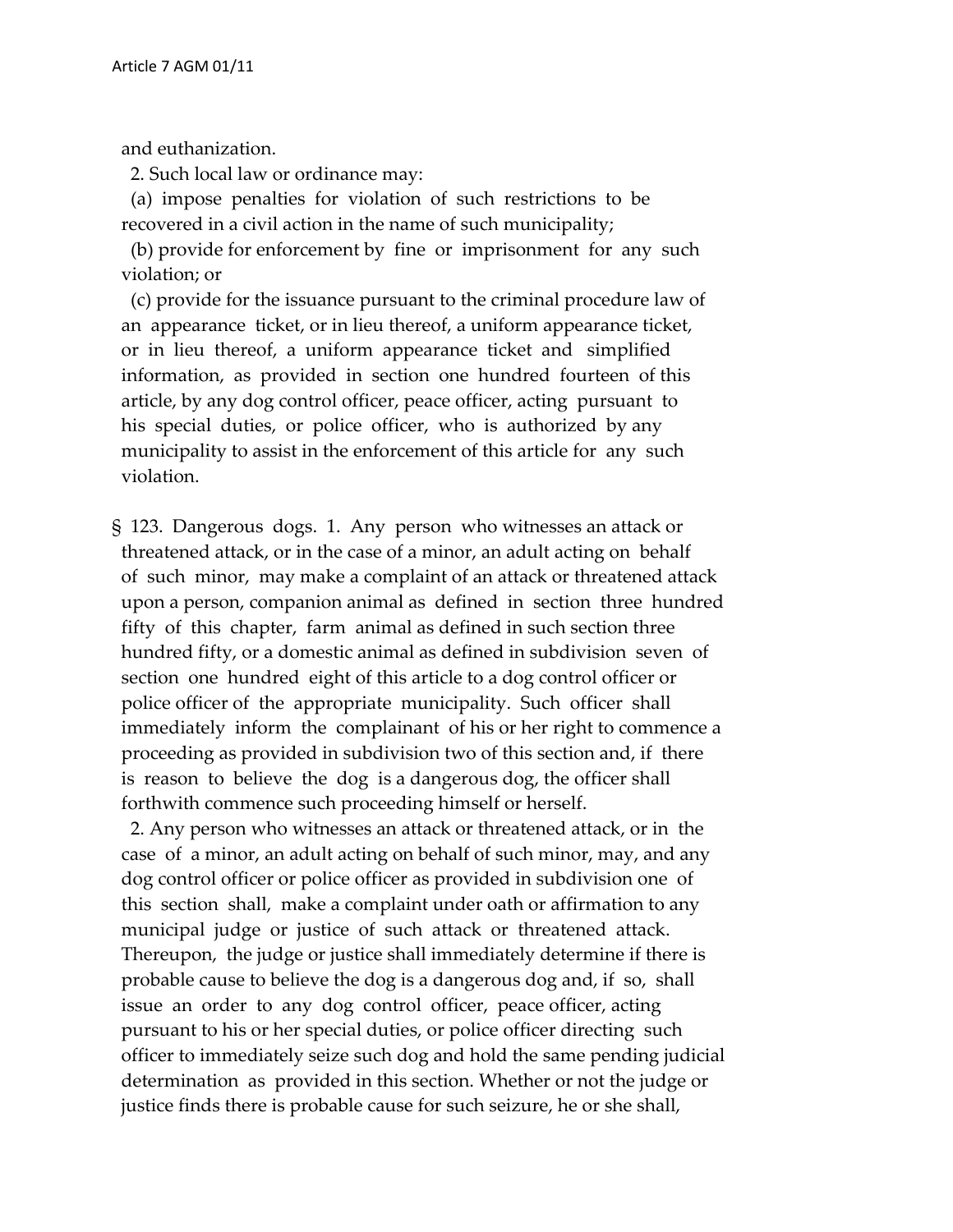and euthanization.

2. Such local law or ordinance may:

(a) impose penalties for violation of such restrictions to be recovered in a civil action in the name of such municipality;

(b) provide for enforcement by fine or imprisonment for any such violation; or

(c) provide for the issuance pursuant to the criminal procedure law of an appearance ticket, or in lieu thereof, a uniform appearance ticket, or in lieu thereof, a uniform appearance ticket and simplified information, as provided in section one hundred fourteen of this article, by any dog control officer, peace officer, acting pursuant to his special duties, or police officer, who is authorized by any municipality to assist in the enforcement of this article for any such violation.

§ 123. Dangerous dogs. 1. Any person who witnesses an attack or threatened attack, or in the case of a minor, an adult acting on behalf of such minor, may make a complaint of an attack or threatened attack upon a person, companion animal as defined in section three hundred fifty of this chapter, farm animal as defined in such section three hundred fifty, or a domestic animal as defined in subdivision seven of section one hundred eight of this article to a dog control officer or police officer of the appropriate municipality. Such officer shall immediately inform the complainant of his or her right to commence a proceeding as provided in subdivision two of this section and, if there is reason to believe the dog is a dangerous dog, the officer shall forthwith commence such proceeding himself or herself.

2. Any person who witnesses an attack or threatened attack, or in the case of a minor, an adult acting on behalf of such minor, may, and any dog control officer or police officer as provided in subdivision one of this section shall, make a complaint under oath or affirmation to any municipal judge or justice of such attack or threatened attack. Thereupon, the judge or justice shall immediately determine if there is probable cause to believe the dog is a dangerous dog and, if so, shall issue an order to any dog control officer, peace officer, acting pursuant to his or her special duties, or police officer directing such officer to immediately seize such dog and hold the same pending judicial determination as provided in this section. Whether or not the judge or justice finds there is probable cause for such seizure, he or she shall,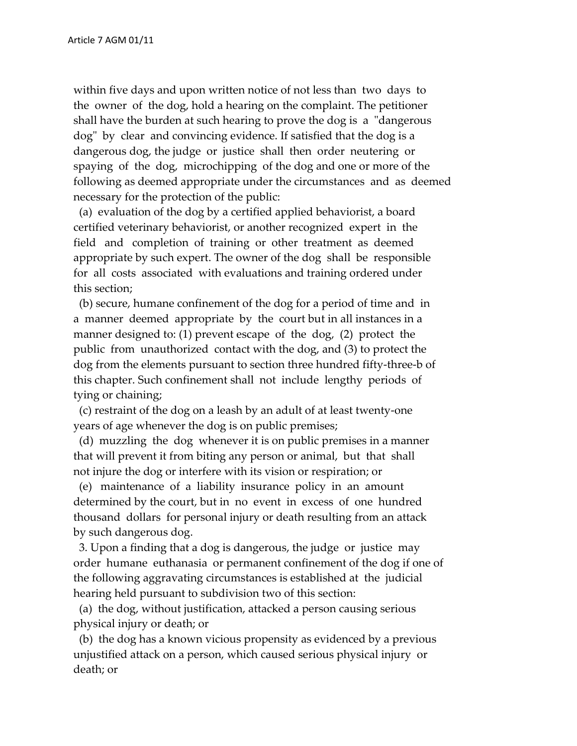within five days and upon written notice of not less than two days to the owner of the dog, hold a hearing on the complaint. The petitioner shall have the burden at such hearing to prove the dog is a "dangerous dog" by clear and convincing evidence. If satisfied that the dog is a dangerous dog, the judge or justice shall then order neutering or spaying of the dog, microchipping of the dog and one or more of the following as deemed appropriate under the circumstances and as deemed necessary for the protection of the public:

(a) evaluation of the dog by a certified applied behaviorist, a board certified veterinary behaviorist, or another recognized expert in the field and completion of training or other treatment as deemed appropriate by such expert. The owner of the dog shall be responsible for all costs associated with evaluations and training ordered under this section;

(b) secure, humane confinement of the dog for a period of time and in a manner deemed appropriate by the court but in all instances in a manner designed to: (1) prevent escape of the dog, (2) protect the public from unauthorized contact with the dog, and (3) to protect the dog from the elements pursuant to section three hundred fifty-three-b of this chapter. Such confinement shall not include lengthy periods of tying or chaining;

(c) restraint of the dog on a leash by an adult of at least twenty-one years of age whenever the dog is on public premises;

(d) muzzling the dog whenever it is on public premises in a manner that will prevent it from biting any person or animal, but that shall not injure the dog or interfere with its vision or respiration; or

(e) maintenance of a liability insurance policy in an amount determined by the court, but in no event in excess of one hundred thousand dollars for personal injury or death resulting from an attack by such dangerous dog.

3. Upon a finding that a dog is dangerous, the judge or justice may order humane euthanasia or permanent confinement of the dog if one of the following aggravating circumstances is established at the judicial hearing held pursuant to subdivision two of this section:

(a) the dog, without justification, attacked a person causing serious physical injury or death; or

(b) the dog has a known vicious propensity as evidenced by a previous unjustified attack on a person, which caused serious physical injury or death; or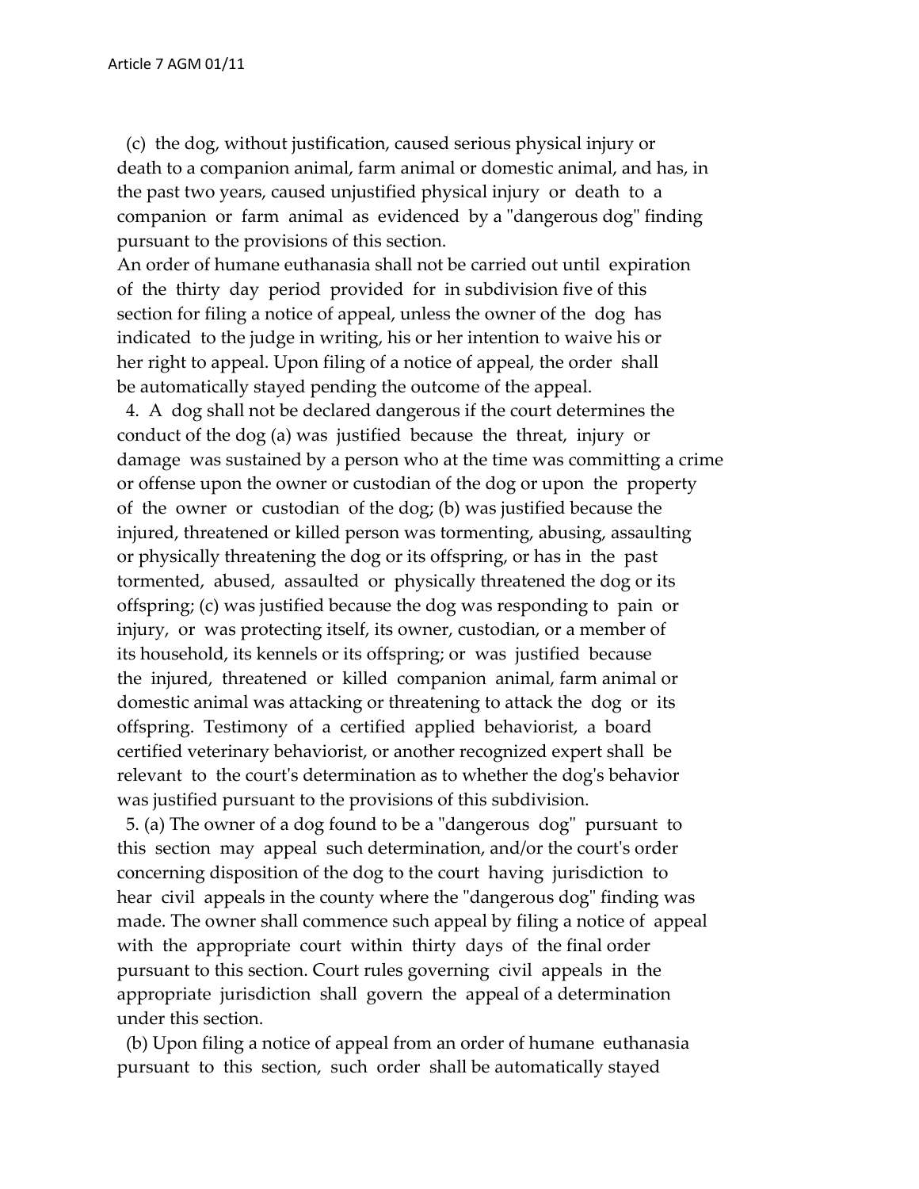(c) the dog, without justification, caused serious physical injury or death to a companion animal, farm animal or domestic animal, and has, in the past two years, caused unjustified physical injury or death to a companion or farm animal as evidenced by a "dangerous dog" finding pursuant to the provisions of this section.

An order of humane euthanasia shall not be carried out until expiration of the thirty day period provided for in subdivision five of this section for filing a notice of appeal, unless the owner of the dog has indicated to the judge in writing, his or her intention to waive his or her right to appeal. Upon filing of a notice of appeal, the order shall be automatically stayed pending the outcome of the appeal.

4. A dog shall not be declared dangerous if the court determines the conduct of the dog (a) was justified because the threat, injury or damage was sustained by a person who at the time was committing a crime or offense upon the owner or custodian of the dog or upon the property of the owner or custodian of the dog; (b) was justified because the injured, threatened or killed person was tormenting, abusing, assaulting or physically threatening the dog or its offspring, or has in the past tormented, abused, assaulted or physically threatened the dog or its offspring; (c) was justified because the dog was responding to pain or injury, or was protecting itself, its owner, custodian, or a member of its household, its kennels or its offspring; or was justified because the injured, threatened or killed companion animal, farm animal or domestic animal was attacking or threatening to attack the dog or its offspring. Testimony of a certified applied behaviorist, a board certified veterinary behaviorist, or another recognized expert shall be relevant to the court's determination as to whether the dog's behavior was justified pursuant to the provisions of this subdivision.

5. (a) The owner of a dog found to be a "dangerous dog" pursuant to this section may appeal such determination, and/or the court's order concerning disposition of the dog to the court having jurisdiction to hear civil appeals in the county where the "dangerous dog" finding was made. The owner shall commence such appeal by filing a notice of appeal with the appropriate court within thirty days of the final order pursuant to this section. Court rules governing civil appeals in the appropriate jurisdiction shall govern the appeal of a determination under this section.

(b) Upon filing a notice of appeal from an order of humane euthanasia pursuant to this section, such order shall be automatically stayed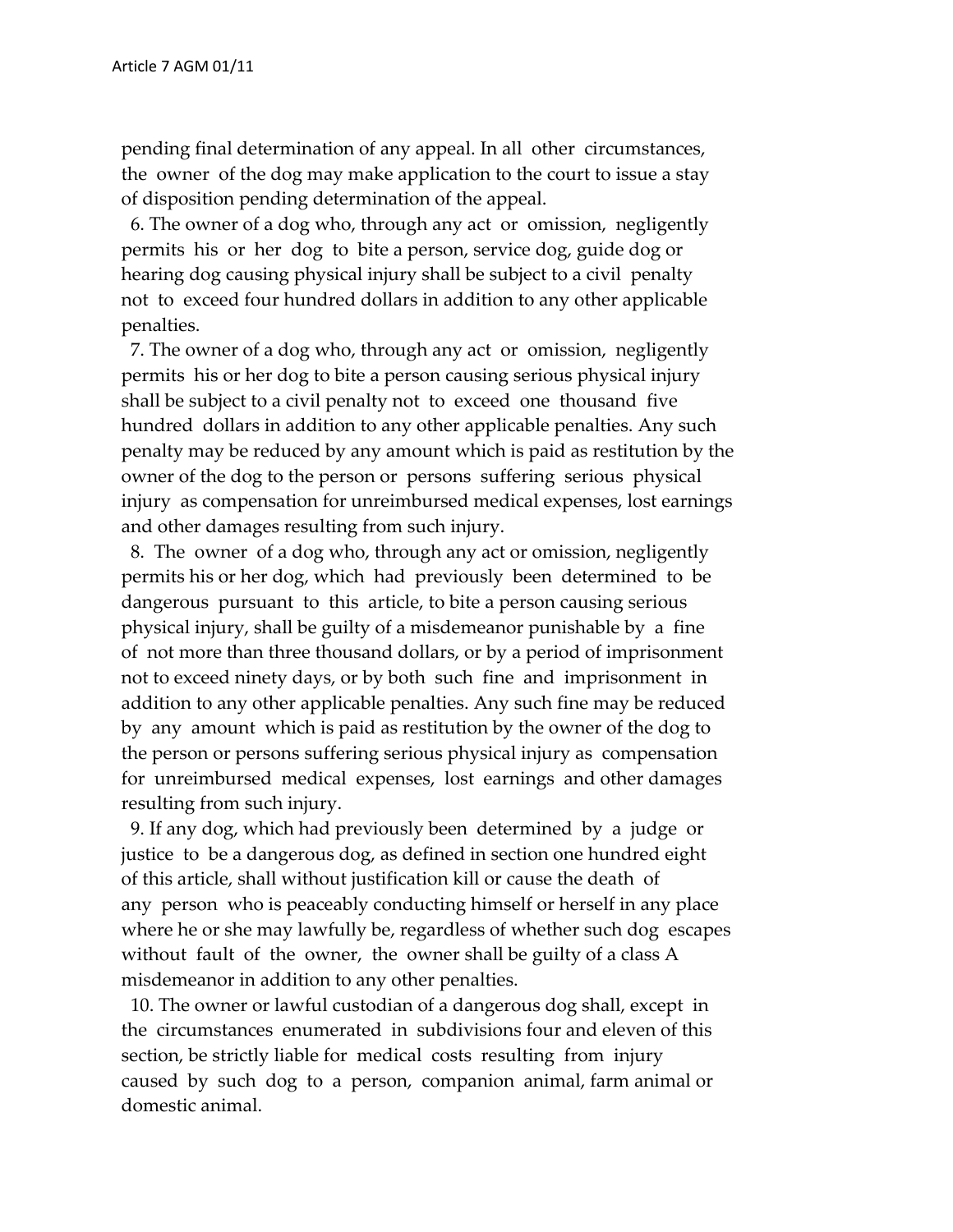pending final determination of any appeal. In all other circumstances, the owner of the dog may make application to the court to issue a stay of disposition pending determination of the appeal.

6. The owner of a dog who, through any act or omission, negligently permits his or her dog to bite a person, service dog, guide dog or hearing dog causing physical injury shall be subject to a civil penalty not to exceed four hundred dollars in addition to any other applicable penalties.

7. The owner of a dog who, through any act or omission, negligently permits his or her dog to bite a person causing serious physical injury shall be subject to a civil penalty not to exceed one thousand five hundred dollars in addition to any other applicable penalties. Any such penalty may be reduced by any amount which is paid as restitution by the owner of the dog to the person or persons suffering serious physical injury as compensation for unreimbursed medical expenses, lost earnings and other damages resulting from such injury.

8. The owner of a dog who, through any act or omission, negligently permits his or her dog, which had previously been determined to be dangerous pursuant to this article, to bite a person causing serious physical injury, shall be guilty of a misdemeanor punishable by a fine of not more than three thousand dollars, or by a period of imprisonment not to exceed ninety days, or by both such fine and imprisonment in addition to any other applicable penalties. Any such fine may be reduced by any amount which is paid as restitution by the owner of the dog to the person or persons suffering serious physical injury as compensation for unreimbursed medical expenses, lost earnings and other damages resulting from such injury.

9. If any dog, which had previously been determined by a judge or justice to be a dangerous dog, as defined in section one hundred eight of this article, shall without justification kill or cause the death of any person who is peaceably conducting himself or herself in any place where he or she may lawfully be, regardless of whether such dog escapes without fault of the owner, the owner shall be guilty of a class A misdemeanor in addition to any other penalties.

10. The owner or lawful custodian of a dangerous dog shall, except in the circumstances enumerated in subdivisions four and eleven of this section, be strictly liable for medical costs resulting from injury caused by such dog to a person, companion animal, farm animal or domestic animal.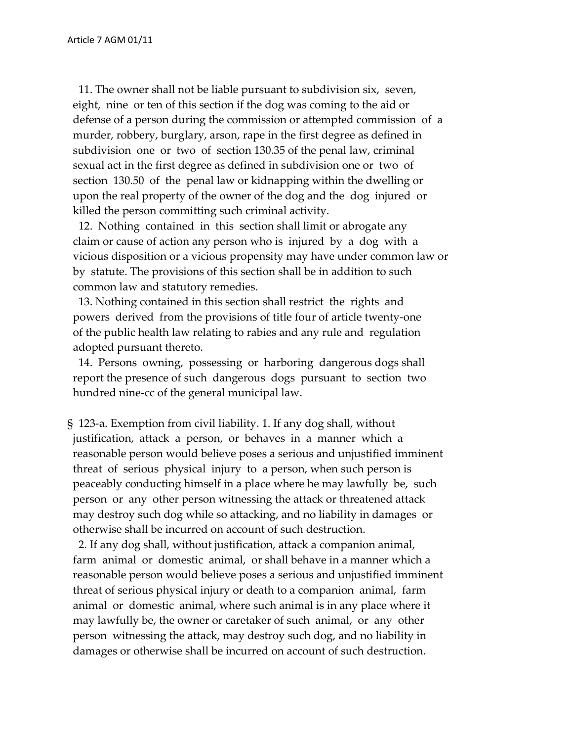11. The owner shall not be liable pursuant to subdivision six, seven, eight, nine or ten of this section if the dog was coming to the aid or defense of a person during the commission or attempted commission of a murder, robbery, burglary, arson, rape in the first degree as defined in subdivision one or two of section 130.35 of the penal law, criminal sexual act in the first degree as defined in subdivision one or two of section 130.50 of the penal law or kidnapping within the dwelling or upon the real property of the owner of the dog and the dog injured or killed the person committing such criminal activity.

12. Nothing contained in this section shall limit or abrogate any claim or cause of action any person who is injured by a dog with a vicious disposition or a vicious propensity may have under common law or by statute. The provisions of this section shall be in addition to such common law and statutory remedies.

13. Nothing contained in this section shall restrict the rights and powers derived from the provisions of title four of article twenty-one of the public health law relating to rabies and any rule and regulation adopted pursuant thereto.

14. Persons owning, possessing or harboring dangerous dogs shall report the presence of such dangerous dogs pursuant to section two hundred nine-cc of the general municipal law.

§ 123-a. Exemption from civil liability. 1. If any dog shall, without justification, attack a person, or behaves in a manner which a reasonable person would believe poses a serious and unjustified imminent threat of serious physical injury to a person, when such person is peaceably conducting himself in a place where he may lawfully be, such person or any other person witnessing the attack or threatened attack may destroy such dog while so attacking, and no liability in damages or otherwise shall be incurred on account of such destruction.

2. If any dog shall, without justification, attack a companion animal, farm animal or domestic animal, or shall behave in a manner which a reasonable person would believe poses a serious and unjustified imminent threat of serious physical injury or death to a companion animal, farm animal or domestic animal, where such animal is in any place where it may lawfully be, the owner or caretaker of such animal, or any other person witnessing the attack, may destroy such dog, and no liability in damages or otherwise shall be incurred on account of such destruction.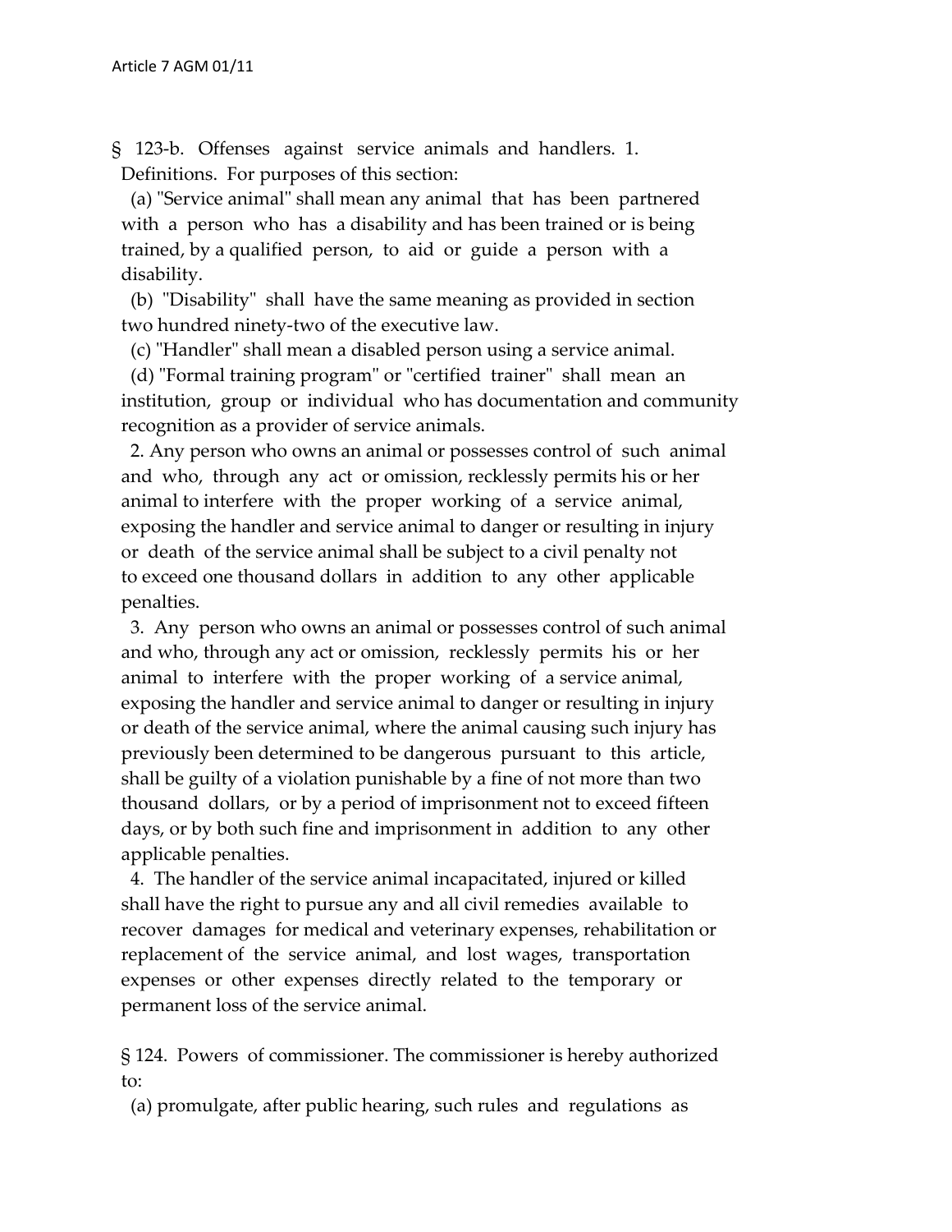§ 123-b. Offenses against service animals and handlers. 1. Definitions. For purposes of this section:

(a) "Service animal" shall mean any animal that has been partnered with a person who has a disability and has been trained or is being trained, by a qualified person, to aid or guide a person with a disability.

(b) "Disability" shall have the same meaning as provided in section two hundred ninety-two of the executive law.

(c) "Handler" shall mean a disabled person using a service animal.

(d) "Formal training program" or "certified trainer" shall mean an institution, group or individual who has documentation and community recognition as a provider of service animals.

2. Any person who owns an animal or possesses control of such animal and who, through any act or omission, recklessly permits his or her animal to interfere with the proper working of a service animal, exposing the handler and service animal to danger or resulting in injury or death of the service animal shall be subject to a civil penalty not to exceed one thousand dollars in addition to any other applicable penalties.

3. Any person who owns an animal or possesses control of such animal and who, through any act or omission, recklessly permits his or her animal to interfere with the proper working of a service animal, exposing the handler and service animal to danger or resulting in injury or death of the service animal, where the animal causing such injury has previously been determined to be dangerous pursuant to this article, shall be guilty of a violation punishable by a fine of not more than two thousand dollars, or by a period of imprisonment not to exceed fifteen days, or by both such fine and imprisonment in addition to any other applicable penalties.

4. The handler of the service animal incapacitated, injured or killed shall have the right to pursue any and all civil remedies available to recover damages for medical and veterinary expenses, rehabilitation or replacement of the service animal, and lost wages, transportation expenses or other expenses directly related to the temporary or permanent loss of the service animal.

§ 124. Powers of commissioner. The commissioner is hereby authorized to:

(a) promulgate, after public hearing, such rules and regulations as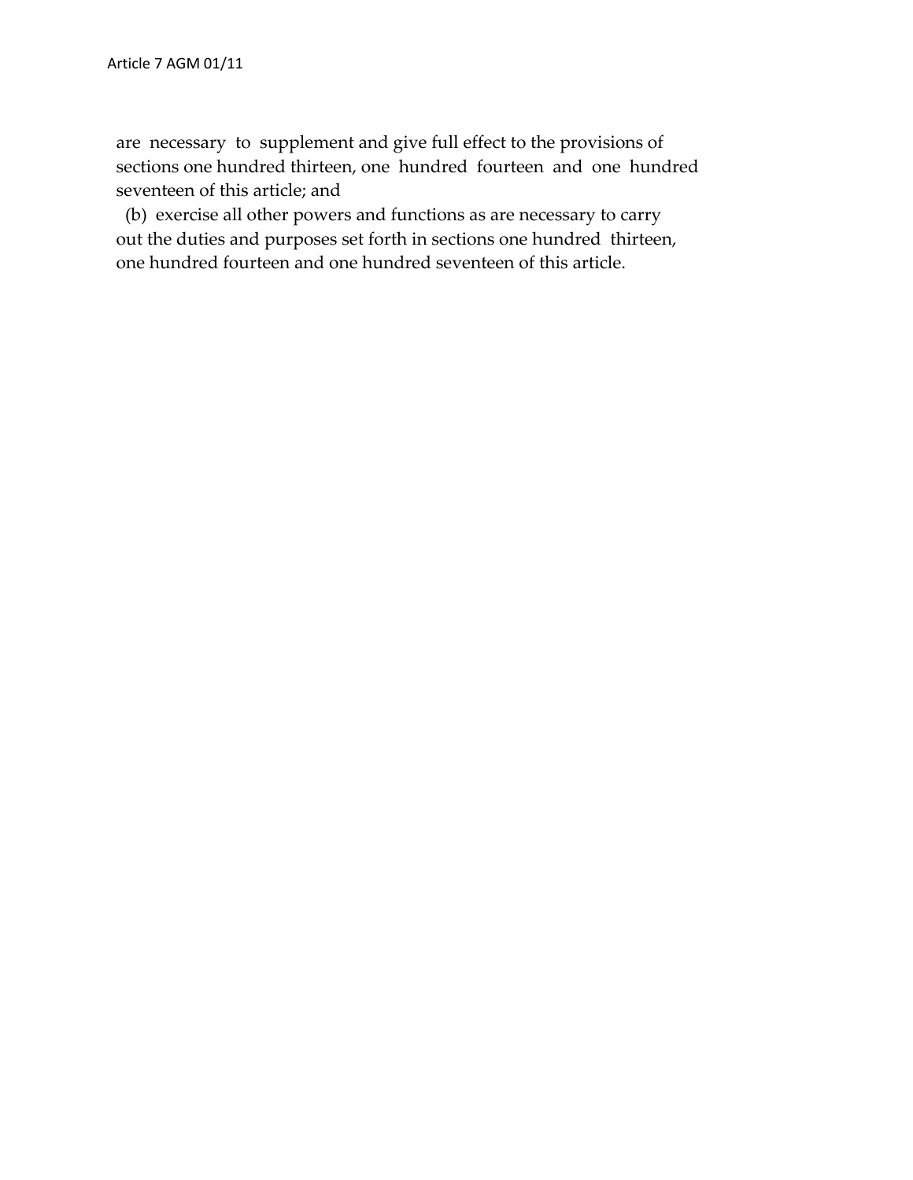are necessary to supplement and give full effect to the provisions of sections one hundred thirteen, one hundred fourteen and one hundred seventeen of this article; and

(b) exercise all other powers and functions as are necessary to carry out the duties and purposes set forth in sections one hundred thirteen, one hundred fourteen and one hundred seventeen of this article.